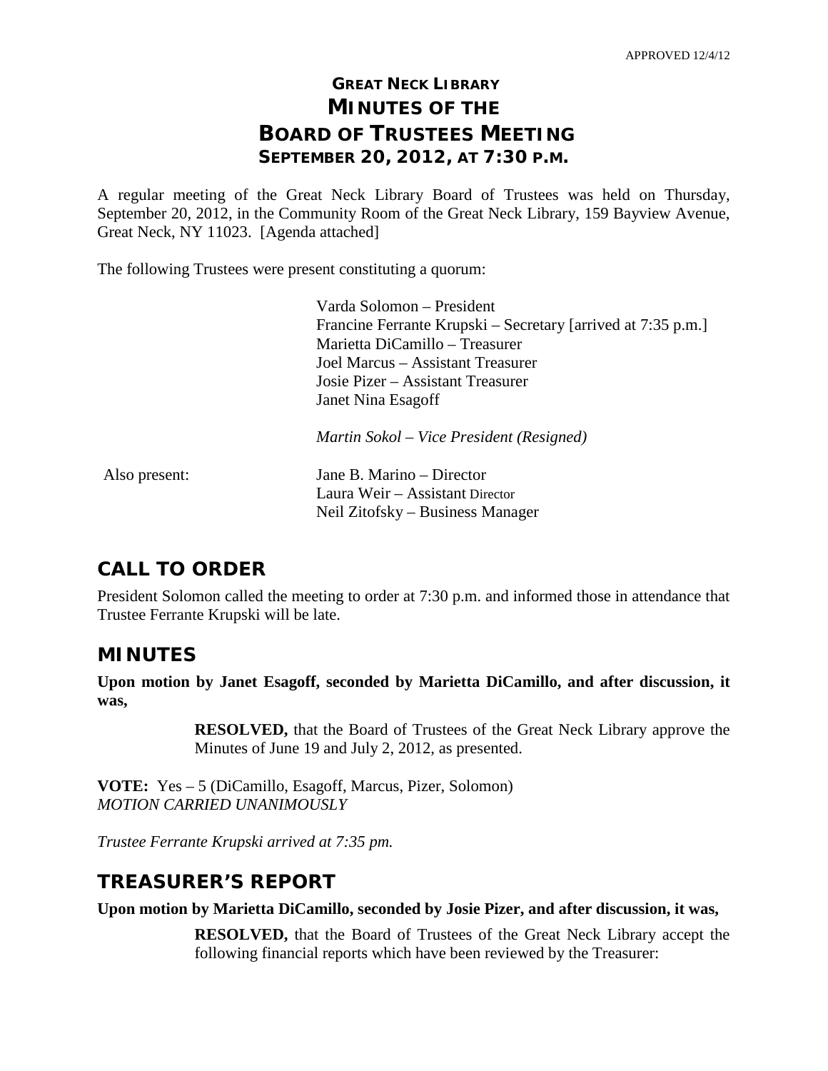APPROVED 12/4/12

# GREAT NECK LIBRARY
# MINUTES OF THE
# BOARD OF TRUSTEES MEETING
## SEPTEMBER 20, 2012, AT 7:30 P.M.

A regular meeting of the Great Neck Library Board of Trustees was held on Thursday, September 20, 2012, in the Community Room of the Great Neck Library, 159 Bayview Avenue, Great Neck, NY 11023. [Agenda attached]

The following Trustees were present constituting a quorum:

Varda Solomon – President
Francine Ferrante Krupski – Secretary [arrived at 7:35 p.m.]
Marietta DiCamillo – Treasurer
Joel Marcus – Assistant Treasurer
Josie Pizer – Assistant Treasurer
Janet Nina Esagoff

*Martin Sokol – Vice President (Resigned)*

Also present:

Jane B. Marino – Director
Laura Weir – Assistant Director
Neil Zitofsky – Business Manager

## CALL TO ORDER

President Solomon called the meeting to order at 7:30 p.m. and informed those in attendance that Trustee Ferrante Krupski will be late.

## MINUTES

**Upon motion by Janet Esagoff, seconded by Marietta DiCamillo, and after discussion, it was,**

> **RESOLVED,** that the Board of Trustees of the Great Neck Library approve the Minutes of June 19 and July 2, 2012, as presented.

**VOTE:** Yes – 5 (DiCamillo, Esagoff, Marcus, Pizer, Solomon)
*MOTION CARRIED UNANIMOUSLY*

*Trustee Ferrante Krupski arrived at 7:35 pm.*

## TREASURER'S REPORT

**Upon motion by Marietta DiCamillo, seconded by Josie Pizer, and after discussion, it was,**

> **RESOLVED,** that the Board of Trustees of the Great Neck Library accept the following financial reports which have been reviewed by the Treasurer: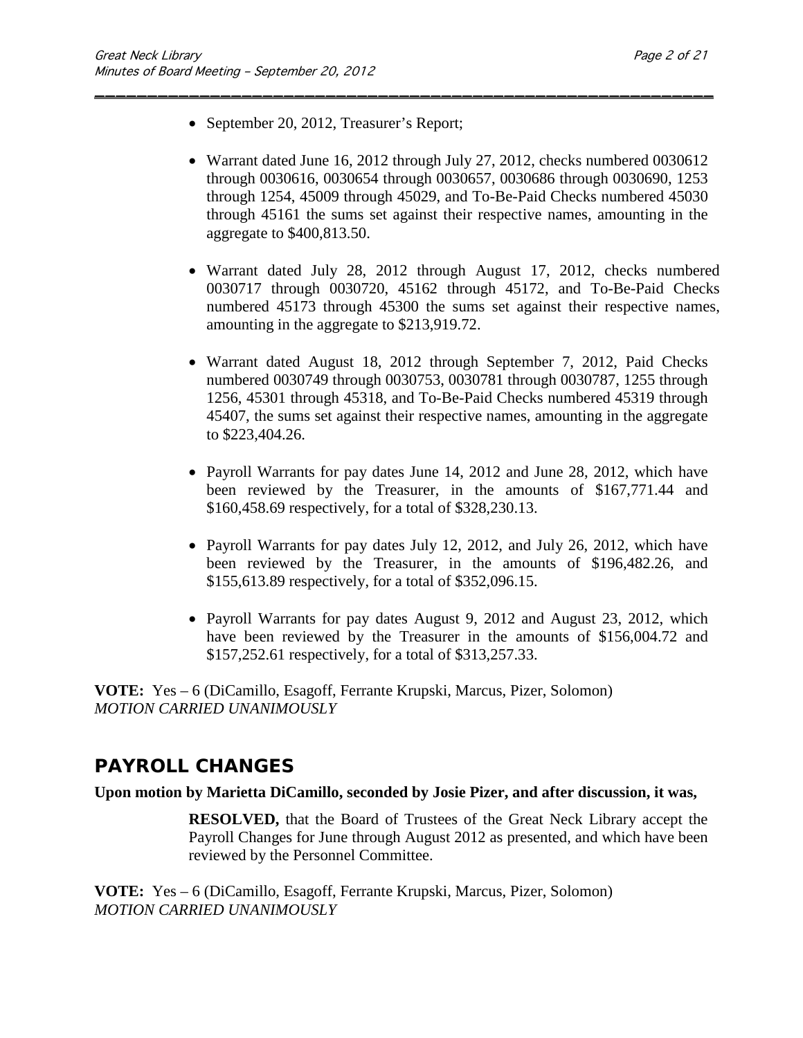- September 20, 2012, Treasurer's Report;

- Warrant dated June 16, 2012 through July 27, 2012, checks numbered 0030612 through 0030616, 0030654 through 0030657, 0030686 through 0030690, 1253 through 1254, 45009 through 45029, and To-Be-Paid Checks numbered 45030 through 45161 the sums set against their respective names, amounting in the aggregate to $400,813.50.

- Warrant dated July 28, 2012 through August 17, 2012, checks numbered 0030717 through 0030720, 45162 through 45172, and To-Be-Paid Checks numbered 45173 through 45300 the sums set against their respective names, amounting in the aggregate to $213,919.72.

- Warrant dated August 18, 2012 through September 7, 2012, Paid Checks numbered 0030749 through 0030753, 0030781 through 0030787, 1255 through 1256, 45301 through 45318, and To-Be-Paid Checks numbered 45319 through 45407, the sums set against their respective names, amounting in the aggregate to $223,404.26.

- Payroll Warrants for pay dates June 14, 2012 and June 28, 2012, which have been reviewed by the Treasurer, in the amounts of $167,771.44 and $160,458.69 respectively, for a total of $328,230.13.

- Payroll Warrants for pay dates July 12, 2012, and July 26, 2012, which have been reviewed by the Treasurer, in the amounts of $196,482.26, and $155,613.89 respectively, for a total of $352,096.15.

- Payroll Warrants for pay dates August 9, 2012 and August 23, 2012, which have been reviewed by the Treasurer in the amounts of $156,004.72 and $157,252.61 respectively, for a total of $313,257.33.

**VOTE:** Yes – 6 (DiCamillo, Esagoff, Ferrante Krupski, Marcus, Pizer, Solomon)
*MOTION CARRIED UNANIMOUSLY*

## PAYROLL CHANGES

**Upon motion by Marietta DiCamillo, seconded by Josie Pizer, and after discussion, it was,**

> **RESOLVED,** that the Board of Trustees of the Great Neck Library accept the Payroll Changes for June through August 2012 as presented, and which have been reviewed by the Personnel Committee.

**VOTE:** Yes – 6 (DiCamillo, Esagoff, Ferrante Krupski, Marcus, Pizer, Solomon)
*MOTION CARRIED UNANIMOUSLY*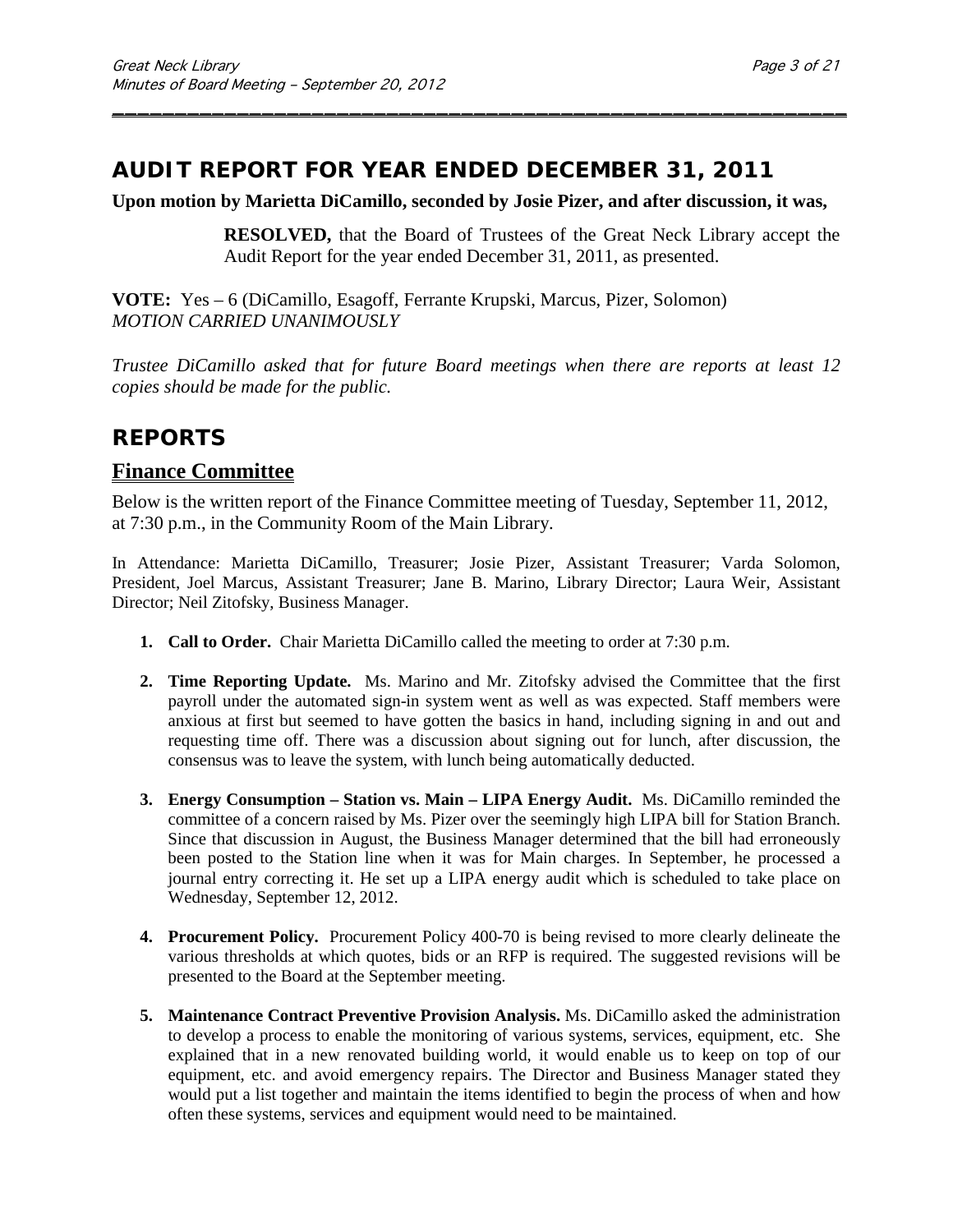## AUDIT REPORT FOR YEAR ENDED DECEMBER 31, 2011

**Upon motion by Marietta DiCamillo, seconded by Josie Pizer, and after discussion, it was,**

> **RESOLVED,** that the Board of Trustees of the Great Neck Library accept the Audit Report for the year ended December 31, 2011, as presented.

**VOTE:** Yes – 6 (DiCamillo, Esagoff, Ferrante Krupski, Marcus, Pizer, Solomon)
*MOTION CARRIED UNANIMOUSLY*

*Trustee DiCamillo asked that for future Board meetings when there are reports at least 12 copies should be made for the public.*

## REPORTS

### Finance Committee

Below is the written report of the Finance Committee meeting of Tuesday, September 11, 2012, at 7:30 p.m., in the Community Room of the Main Library.

In Attendance: Marietta DiCamillo, Treasurer; Josie Pizer, Assistant Treasurer; Varda Solomon, President, Joel Marcus, Assistant Treasurer; Jane B. Marino, Library Director; Laura Weir, Assistant Director; Neil Zitofsky, Business Manager.

1. **Call to Order.** Chair Marietta DiCamillo called the meeting to order at 7:30 p.m.

2. **Time Reporting Update.** Ms. Marino and Mr. Zitofsky advised the Committee that the first payroll under the automated sign-in system went as well as was expected. Staff members were anxious at first but seemed to have gotten the basics in hand, including signing in and out and requesting time off. There was a discussion about signing out for lunch, after discussion, the consensus was to leave the system, with lunch being automatically deducted.

3. **Energy Consumption – Station vs. Main – LIPA Energy Audit.** Ms. DiCamillo reminded the committee of a concern raised by Ms. Pizer over the seemingly high LIPA bill for Station Branch. Since that discussion in August, the Business Manager determined that the bill had erroneously been posted to the Station line when it was for Main charges. In September, he processed a journal entry correcting it. He set up a LIPA energy audit which is scheduled to take place on Wednesday, September 12, 2012.

4. **Procurement Policy.** Procurement Policy 400-70 is being revised to more clearly delineate the various thresholds at which quotes, bids or an RFP is required. The suggested revisions will be presented to the Board at the September meeting.

5. **Maintenance Contract Preventive Provision Analysis.** Ms. DiCamillo asked the administration to develop a process to enable the monitoring of various systems, services, equipment, etc. She explained that in a new renovated building world, it would enable us to keep on top of our equipment, etc. and avoid emergency repairs. The Director and Business Manager stated they would put a list together and maintain the items identified to begin the process of when and how often these systems, services and equipment would need to be maintained.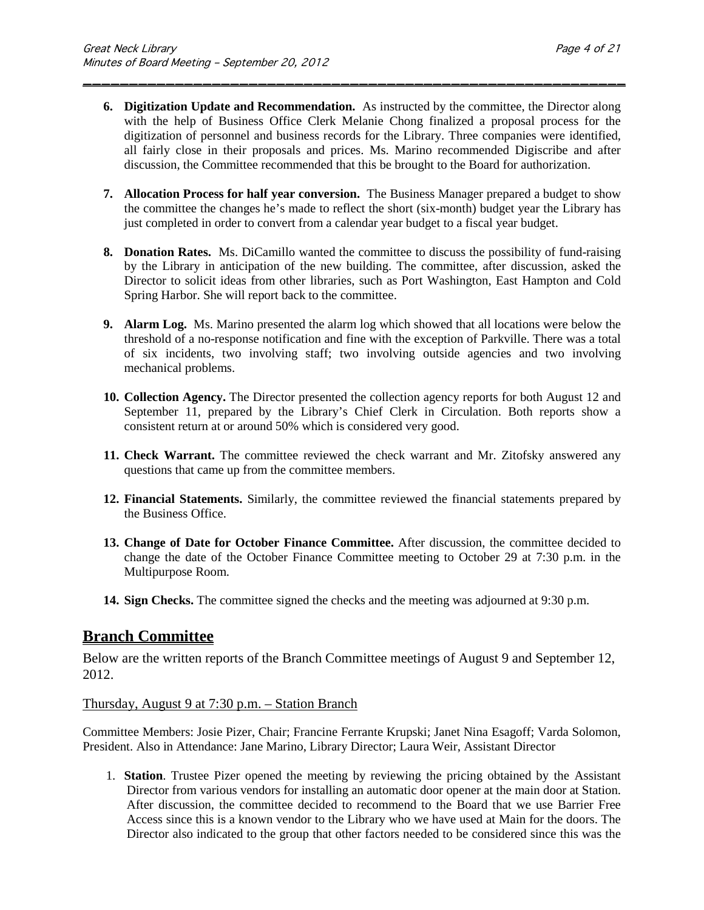6. **Digitization Update and Recommendation.** As instructed by the committee, the Director along with the help of Business Office Clerk Melanie Chong finalized a proposal process for the digitization of personnel and business records for the Library. Three companies were identified, all fairly close in their proposals and prices. Ms. Marino recommended Digiscribe and after discussion, the Committee recommended that this be brought to the Board for authorization.

7. **Allocation Process for half year conversion.** The Business Manager prepared a budget to show the committee the changes he's made to reflect the short (six-month) budget year the Library has just completed in order to convert from a calendar year budget to a fiscal year budget.

8. **Donation Rates.** Ms. DiCamillo wanted the committee to discuss the possibility of fund-raising by the Library in anticipation of the new building. The committee, after discussion, asked the Director to solicit ideas from other libraries, such as Port Washington, East Hampton and Cold Spring Harbor. She will report back to the committee.

9. **Alarm Log.** Ms. Marino presented the alarm log which showed that all locations were below the threshold of a no-response notification and fine with the exception of Parkville. There was a total of six incidents, two involving staff; two involving outside agencies and two involving mechanical problems.

10. **Collection Agency.** The Director presented the collection agency reports for both August 12 and September 11, prepared by the Library's Chief Clerk in Circulation. Both reports show a consistent return at or around 50% which is considered very good.

11. **Check Warrant.** The committee reviewed the check warrant and Mr. Zitofsky answered any questions that came up from the committee members.

12. **Financial Statements.** Similarly, the committee reviewed the financial statements prepared by the Business Office.

13. **Change of Date for October Finance Committee.** After discussion, the committee decided to change the date of the October Finance Committee meeting to October 29 at 7:30 p.m. in the Multipurpose Room.

14. **Sign Checks.** The committee signed the checks and the meeting was adjourned at 9:30 p.m.

## Branch Committee

Below are the written reports of the Branch Committee meetings of August 9 and September 12, 2012.

Thursday, August 9 at 7:30 p.m. – Station Branch

Committee Members: Josie Pizer, Chair; Francine Ferrante Krupski; Janet Nina Esagoff; Varda Solomon, President. Also in Attendance: Jane Marino, Library Director; Laura Weir, Assistant Director

1. **Station**. Trustee Pizer opened the meeting by reviewing the pricing obtained by the Assistant Director from various vendors for installing an automatic door opener at the main door at Station. After discussion, the committee decided to recommend to the Board that we use Barrier Free Access since this is a known vendor to the Library who we have used at Main for the doors. The Director also indicated to the group that other factors needed to be considered since this was the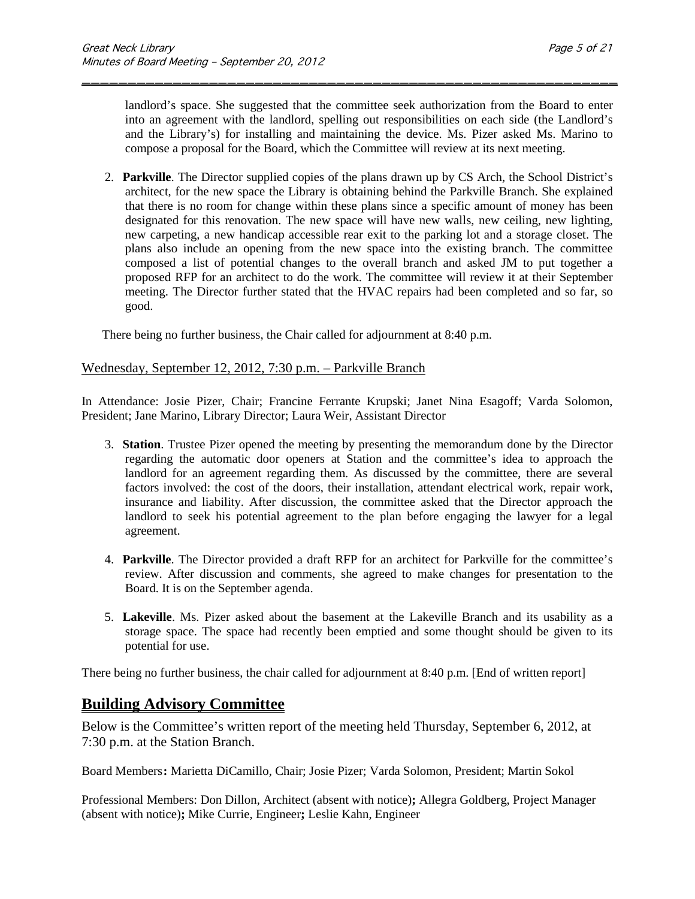landlord's space. She suggested that the committee seek authorization from the Board to enter into an agreement with the landlord, spelling out responsibilities on each side (the Landlord's and the Library's) for installing and maintaining the device. Ms. Pizer asked Ms. Marino to compose a proposal for the Board, which the Committee will review at its next meeting.

2. **Parkville**. The Director supplied copies of the plans drawn up by CS Arch, the School District's architect, for the new space the Library is obtaining behind the Parkville Branch. She explained that there is no room for change within these plans since a specific amount of money has been designated for this renovation. The new space will have new walls, new ceiling, new lighting, new carpeting, a new handicap accessible rear exit to the parking lot and a storage closet. The plans also include an opening from the new space into the existing branch. The committee composed a list of potential changes to the overall branch and asked JM to put together a proposed RFP for an architect to do the work. The committee will review it at their September meeting. The Director further stated that the HVAC repairs had been completed and so far, so good.

There being no further business, the Chair called for adjournment at 8:40 p.m.

Wednesday, September 12, 2012, 7:30 p.m. – Parkville Branch

In Attendance: Josie Pizer, Chair; Francine Ferrante Krupski; Janet Nina Esagoff; Varda Solomon, President; Jane Marino, Library Director; Laura Weir, Assistant Director

3. **Station**. Trustee Pizer opened the meeting by presenting the memorandum done by the Director regarding the automatic door openers at Station and the committee's idea to approach the landlord for an agreement regarding them. As discussed by the committee, there are several factors involved: the cost of the doors, their installation, attendant electrical work, repair work, insurance and liability. After discussion, the committee asked that the Director approach the landlord to seek his potential agreement to the plan before engaging the lawyer for a legal agreement.

4. **Parkville**. The Director provided a draft RFP for an architect for Parkville for the committee's review. After discussion and comments, she agreed to make changes for presentation to the Board. It is on the September agenda.

5. **Lakeville**. Ms. Pizer asked about the basement at the Lakeville Branch and its usability as a storage space. The space had recently been emptied and some thought should be given to its potential for use.

There being no further business, the chair called for adjournment at 8:40 p.m. [End of written report]

## Building Advisory Committee

Below is the Committee's written report of the meeting held Thursday, September 6, 2012, at 7:30 p.m. at the Station Branch.

Board Members**:** Marietta DiCamillo, Chair; Josie Pizer; Varda Solomon, President; Martin Sokol

Professional Members: Don Dillon, Architect (absent with notice)**;** Allegra Goldberg, Project Manager (absent with notice)**;** Mike Currie, Engineer**;** Leslie Kahn, Engineer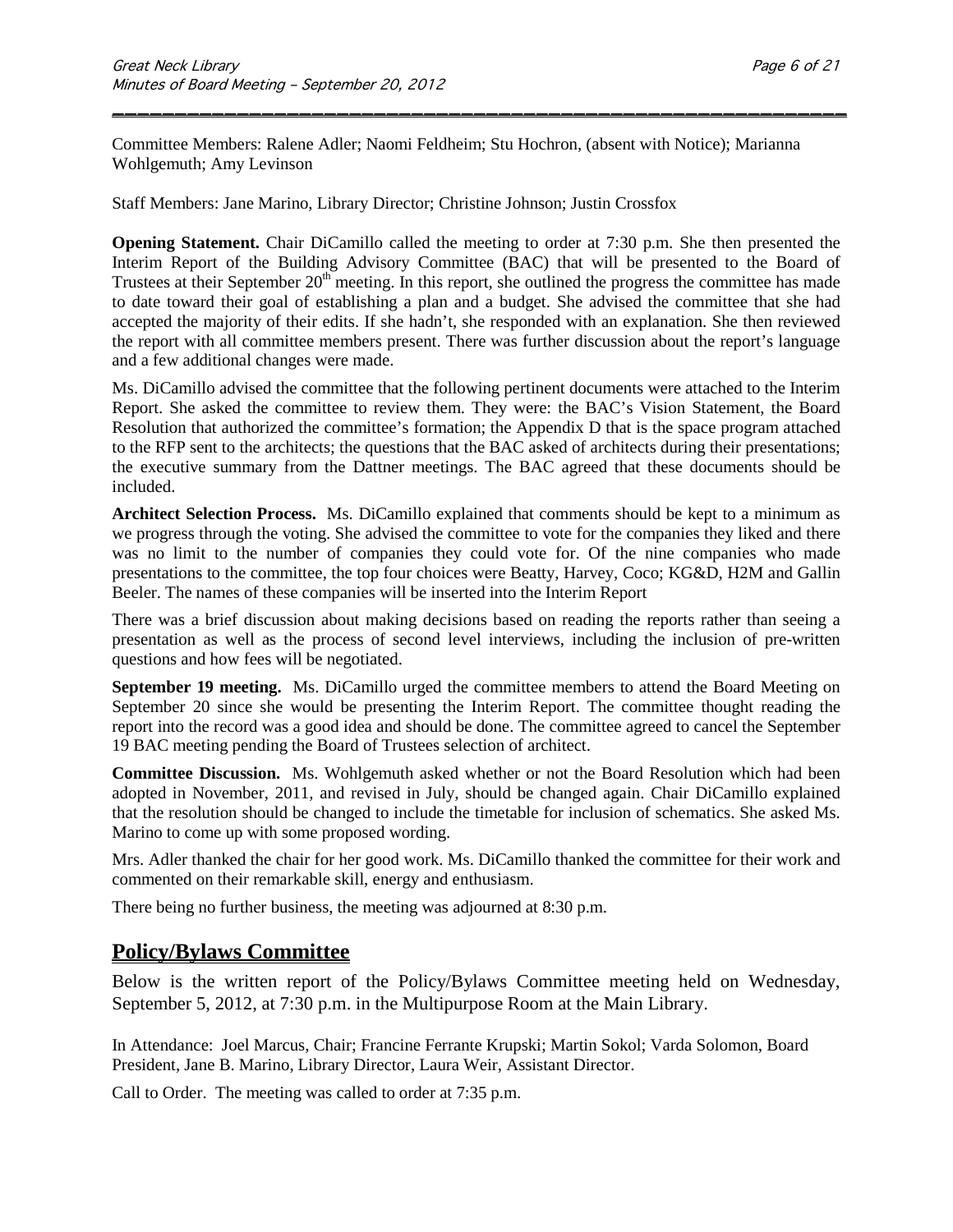Committee Members: Ralene Adler; Naomi Feldheim; Stu Hochron, (absent with Notice); Marianna Wohlgemuth; Amy Levinson

Staff Members: Jane Marino, Library Director; Christine Johnson; Justin Crossfox

**Opening Statement.** Chair DiCamillo called the meeting to order at 7:30 p.m. She then presented the Interim Report of the Building Advisory Committee (BAC) that will be presented to the Board of Trustees at their September 20th meeting. In this report, she outlined the progress the committee has made to date toward their goal of establishing a plan and a budget. She advised the committee that she had accepted the majority of their edits. If she hadn't, she responded with an explanation. She then reviewed the report with all committee members present. There was further discussion about the report's language and a few additional changes were made.

Ms. DiCamillo advised the committee that the following pertinent documents were attached to the Interim Report. She asked the committee to review them. They were: the BAC's Vision Statement, the Board Resolution that authorized the committee's formation; the Appendix D that is the space program attached to the RFP sent to the architects; the questions that the BAC asked of architects during their presentations; the executive summary from the Dattner meetings. The BAC agreed that these documents should be included.

**Architect Selection Process.** Ms. DiCamillo explained that comments should be kept to a minimum as we progress through the voting. She advised the committee to vote for the companies they liked and there was no limit to the number of companies they could vote for. Of the nine companies who made presentations to the committee, the top four choices were Beatty, Harvey, Coco; KG&D, H2M and Gallin Beeler. The names of these companies will be inserted into the Interim Report

There was a brief discussion about making decisions based on reading the reports rather than seeing a presentation as well as the process of second level interviews, including the inclusion of pre-written questions and how fees will be negotiated.

**September 19 meeting.** Ms. DiCamillo urged the committee members to attend the Board Meeting on September 20 since she would be presenting the Interim Report. The committee thought reading the report into the record was a good idea and should be done. The committee agreed to cancel the September 19 BAC meeting pending the Board of Trustees selection of architect.

**Committee Discussion.** Ms. Wohlgemuth asked whether or not the Board Resolution which had been adopted in November, 2011, and revised in July, should be changed again. Chair DiCamillo explained that the resolution should be changed to include the timetable for inclusion of schematics. She asked Ms. Marino to come up with some proposed wording.

Mrs. Adler thanked the chair for her good work. Ms. DiCamillo thanked the committee for their work and commented on their remarkable skill, energy and enthusiasm.

There being no further business, the meeting was adjourned at 8:30 p.m.

## Policy/Bylaws Committee

Below is the written report of the Policy/Bylaws Committee meeting held on Wednesday, September 5, 2012, at 7:30 p.m. in the Multipurpose Room at the Main Library.

In Attendance: Joel Marcus, Chair; Francine Ferrante Krupski; Martin Sokol; Varda Solomon, Board President, Jane B. Marino, Library Director, Laura Weir, Assistant Director.

Call to Order. The meeting was called to order at 7:35 p.m.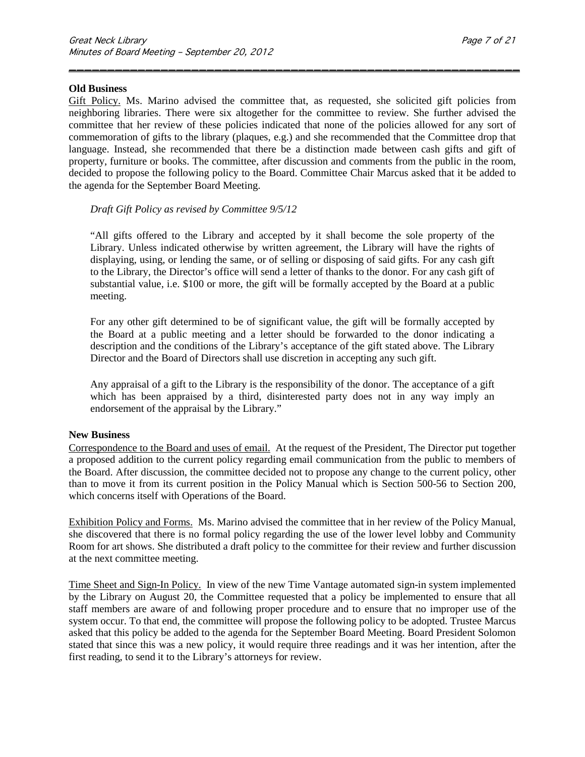**Old Business**

Gift Policy. Ms. Marino advised the committee that, as requested, she solicited gift policies from neighboring libraries. There were six altogether for the committee to review. She further advised the committee that her review of these policies indicated that none of the policies allowed for any sort of commemoration of gifts to the library (plaques, e.g.) and she recommended that the Committee drop that language. Instead, she recommended that there be a distinction made between cash gifts and gift of property, furniture or books. The committee, after discussion and comments from the public in the room, decided to propose the following policy to the Board. Committee Chair Marcus asked that it be added to the agenda for the September Board Meeting.

> *Draft Gift Policy as revised by Committee 9/5/12*
>
> "All gifts offered to the Library and accepted by it shall become the sole property of the Library. Unless indicated otherwise by written agreement, the Library will have the rights of displaying, using, or lending the same, or of selling or disposing of said gifts. For any cash gift to the Library, the Director's office will send a letter of thanks to the donor. For any cash gift of substantial value, i.e. $100 or more, the gift will be formally accepted by the Board at a public meeting.
>
> For any other gift determined to be of significant value, the gift will be formally accepted by the Board at a public meeting and a letter should be forwarded to the donor indicating a description and the conditions of the Library's acceptance of the gift stated above. The Library Director and the Board of Directors shall use discretion in accepting any such gift.
>
> Any appraisal of a gift to the Library is the responsibility of the donor. The acceptance of a gift which has been appraised by a third, disinterested party does not in any way imply an endorsement of the appraisal by the Library."

**New Business**

Correspondence to the Board and uses of email. At the request of the President, The Director put together a proposed addition to the current policy regarding email communication from the public to members of the Board. After discussion, the committee decided not to propose any change to the current policy, other than to move it from its current position in the Policy Manual which is Section 500-56 to Section 200, which concerns itself with Operations of the Board.

Exhibition Policy and Forms. Ms. Marino advised the committee that in her review of the Policy Manual, she discovered that there is no formal policy regarding the use of the lower level lobby and Community Room for art shows. She distributed a draft policy to the committee for their review and further discussion at the next committee meeting.

Time Sheet and Sign-In Policy. In view of the new Time Vantage automated sign-in system implemented by the Library on August 20, the Committee requested that a policy be implemented to ensure that all staff members are aware of and following proper procedure and to ensure that no improper use of the system occur. To that end, the committee will propose the following policy to be adopted. Trustee Marcus asked that this policy be added to the agenda for the September Board Meeting. Board President Solomon stated that since this was a new policy, it would require three readings and it was her intention, after the first reading, to send it to the Library's attorneys for review.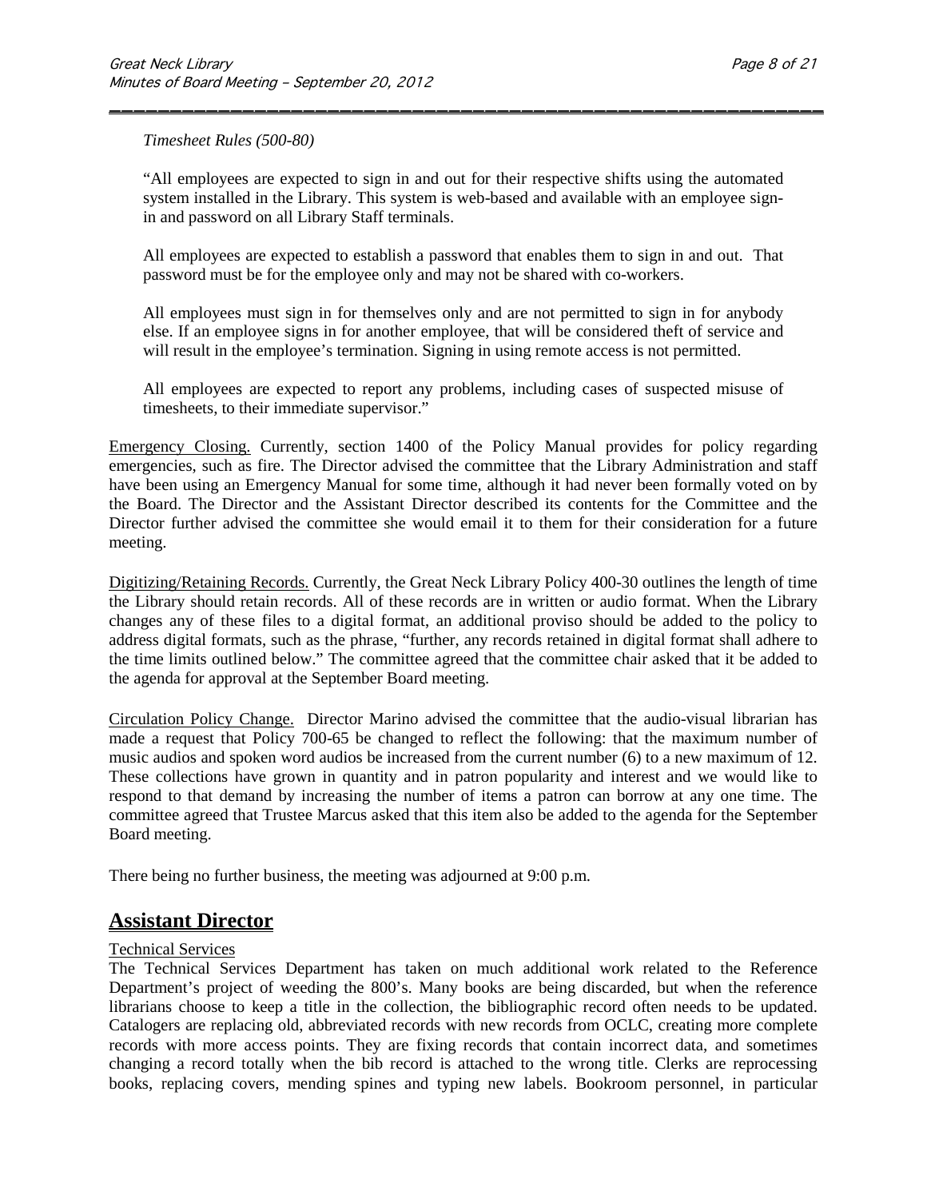*Timesheet Rules (500-80)*

"All employees are expected to sign in and out for their respective shifts using the automated system installed in the Library. This system is web-based and available with an employee sign-in and password on all Library Staff terminals.

All employees are expected to establish a password that enables them to sign in and out. That password must be for the employee only and may not be shared with co-workers.

All employees must sign in for themselves only and are not permitted to sign in for anybody else. If an employee signs in for another employee, that will be considered theft of service and will result in the employee's termination. Signing in using remote access is not permitted.

All employees are expected to report any problems, including cases of suspected misuse of timesheets, to their immediate supervisor."

Emergency Closing. Currently, section 1400 of the Policy Manual provides for policy regarding emergencies, such as fire. The Director advised the committee that the Library Administration and staff have been using an Emergency Manual for some time, although it had never been formally voted on by the Board. The Director and the Assistant Director described its contents for the Committee and the Director further advised the committee she would email it to them for their consideration for a future meeting.

Digitizing/Retaining Records. Currently, the Great Neck Library Policy 400-30 outlines the length of time the Library should retain records. All of these records are in written or audio format. When the Library changes any of these files to a digital format, an additional proviso should be added to the policy to address digital formats, such as the phrase, "further, any records retained in digital format shall adhere to the time limits outlined below." The committee agreed that the committee chair asked that it be added to the agenda for approval at the September Board meeting.

Circulation Policy Change. Director Marino advised the committee that the audio-visual librarian has made a request that Policy 700-65 be changed to reflect the following: that the maximum number of music audios and spoken word audios be increased from the current number (6) to a new maximum of 12. These collections have grown in quantity and in patron popularity and interest and we would like to respond to that demand by increasing the number of items a patron can borrow at any one time. The committee agreed that Trustee Marcus asked that this item also be added to the agenda for the September Board meeting.

There being no further business, the meeting was adjourned at 9:00 p.m.

## Assistant Director

Technical Services

The Technical Services Department has taken on much additional work related to the Reference Department's project of weeding the 800's. Many books are being discarded, but when the reference librarians choose to keep a title in the collection, the bibliographic record often needs to be updated. Catalogers are replacing old, abbreviated records with new records from OCLC, creating more complete records with more access points. They are fixing records that contain incorrect data, and sometimes changing a record totally when the bib record is attached to the wrong title. Clerks are reprocessing books, replacing covers, mending spines and typing new labels. Bookroom personnel, in particular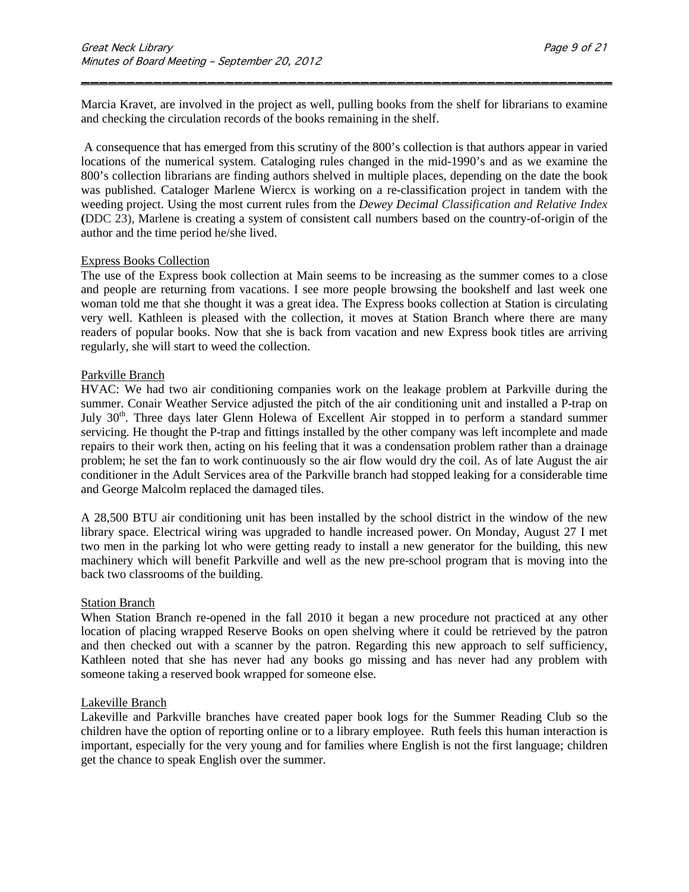Marcia Kravet, are involved in the project as well, pulling books from the shelf for librarians to examine and checking the circulation records of the books remaining in the shelf.

A consequence that has emerged from this scrutiny of the 800's collection is that authors appear in varied locations of the numerical system. Cataloging rules changed in the mid-1990's and as we examine the 800's collection librarians are finding authors shelved in multiple places, depending on the date the book was published. Cataloger Marlene Wiercx is working on a re-classification project in tandem with the weeding project. Using the most current rules from the *Dewey Decimal Classification and Relative Index* (DDC 23), Marlene is creating a system of consistent call numbers based on the country-of-origin of the author and the time period he/she lived.

Express Books Collection

The use of the Express book collection at Main seems to be increasing as the summer comes to a close and people are returning from vacations. I see more people browsing the bookshelf and last week one woman told me that she thought it was a great idea. The Express books collection at Station is circulating very well. Kathleen is pleased with the collection, it moves at Station Branch where there are many readers of popular books. Now that she is back from vacation and new Express book titles are arriving regularly, she will start to weed the collection.

Parkville Branch

HVAC: We had two air conditioning companies work on the leakage problem at Parkville during the summer. Conair Weather Service adjusted the pitch of the air conditioning unit and installed a P-trap on July 30th. Three days later Glenn Holewa of Excellent Air stopped in to perform a standard summer servicing. He thought the P-trap and fittings installed by the other company was left incomplete and made repairs to their work then, acting on his feeling that it was a condensation problem rather than a drainage problem; he set the fan to work continuously so the air flow would dry the coil. As of late August the air conditioner in the Adult Services area of the Parkville branch had stopped leaking for a considerable time and George Malcolm replaced the damaged tiles.

A 28,500 BTU air conditioning unit has been installed by the school district in the window of the new library space. Electrical wiring was upgraded to handle increased power. On Monday, August 27 I met two men in the parking lot who were getting ready to install a new generator for the building, this new machinery which will benefit Parkville and well as the new pre-school program that is moving into the back two classrooms of the building.

Station Branch

When Station Branch re-opened in the fall 2010 it began a new procedure not practiced at any other location of placing wrapped Reserve Books on open shelving where it could be retrieved by the patron and then checked out with a scanner by the patron. Regarding this new approach to self sufficiency, Kathleen noted that she has never had any books go missing and has never had any problem with someone taking a reserved book wrapped for someone else.

Lakeville Branch

Lakeville and Parkville branches have created paper book logs for the Summer Reading Club so the children have the option of reporting online or to a library employee. Ruth feels this human interaction is important, especially for the very young and for families where English is not the first language; children get the chance to speak English over the summer.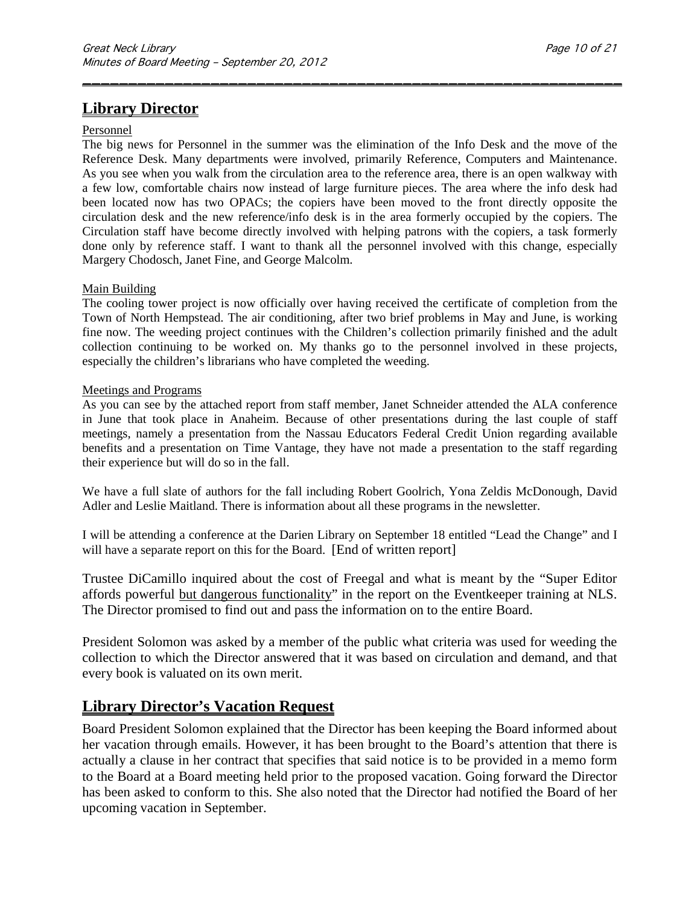## Library Director

Personnel

The big news for Personnel in the summer was the elimination of the Info Desk and the move of the Reference Desk. Many departments were involved, primarily Reference, Computers and Maintenance. As you see when you walk from the circulation area to the reference area, there is an open walkway with a few low, comfortable chairs now instead of large furniture pieces. The area where the info desk had been located now has two OPACs; the copiers have been moved to the front directly opposite the circulation desk and the new reference/info desk is in the area formerly occupied by the copiers. The Circulation staff have become directly involved with helping patrons with the copiers, a task formerly done only by reference staff. I want to thank all the personnel involved with this change, especially Margery Chodosch, Janet Fine, and George Malcolm.

Main Building

The cooling tower project is now officially over having received the certificate of completion from the Town of North Hempstead. The air conditioning, after two brief problems in May and June, is working fine now. The weeding project continues with the Children's collection primarily finished and the adult collection continuing to be worked on. My thanks go to the personnel involved in these projects, especially the children's librarians who have completed the weeding.

Meetings and Programs

As you can see by the attached report from staff member, Janet Schneider attended the ALA conference in June that took place in Anaheim. Because of other presentations during the last couple of staff meetings, namely a presentation from the Nassau Educators Federal Credit Union regarding available benefits and a presentation on Time Vantage, they have not made a presentation to the staff regarding their experience but will do so in the fall.

We have a full slate of authors for the fall including Robert Goolrich, Yona Zeldis McDonough, David Adler and Leslie Maitland. There is information about all these programs in the newsletter.

I will be attending a conference at the Darien Library on September 18 entitled "Lead the Change" and I will have a separate report on this for the Board. [End of written report]

Trustee DiCamillo inquired about the cost of Freegal and what is meant by the "Super Editor affords powerful but dangerous functionality" in the report on the Eventkeeper training at NLS. The Director promised to find out and pass the information on to the entire Board.

President Solomon was asked by a member of the public what criteria was used for weeding the collection to which the Director answered that it was based on circulation and demand, and that every book is valuated on its own merit.

## Library Director's Vacation Request

Board President Solomon explained that the Director has been keeping the Board informed about her vacation through emails. However, it has been brought to the Board's attention that there is actually a clause in her contract that specifies that said notice is to be provided in a memo form to the Board at a Board meeting held prior to the proposed vacation. Going forward the Director has been asked to conform to this. She also noted that the Director had notified the Board of her upcoming vacation in September.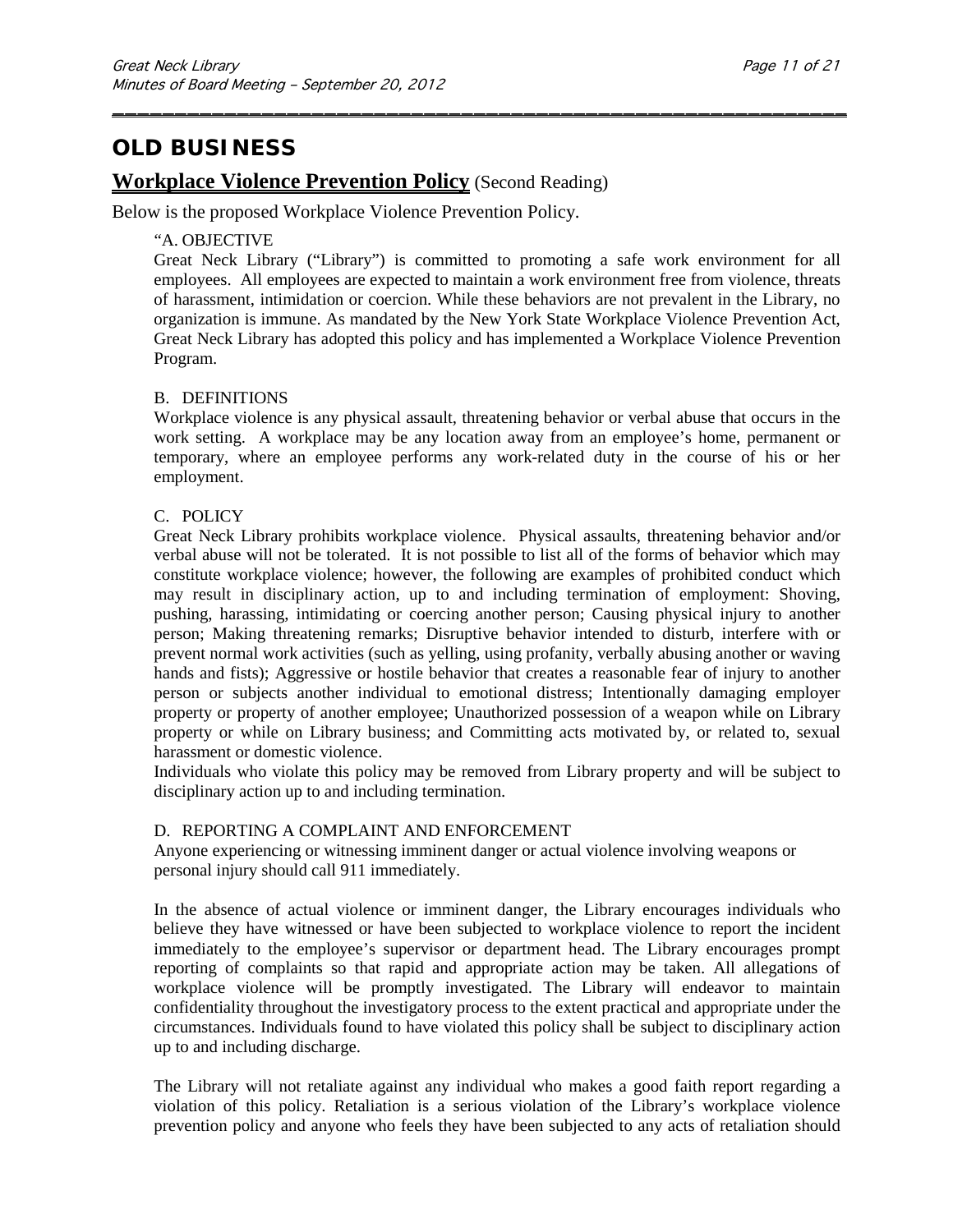# OLD BUSINESS

## Workplace Violence Prevention Policy (Second Reading)

Below is the proposed Workplace Violence Prevention Policy.

"A. OBJECTIVE

Great Neck Library ("Library") is committed to promoting a safe work environment for all employees. All employees are expected to maintain a work environment free from violence, threats of harassment, intimidation or coercion. While these behaviors are not prevalent in the Library, no organization is immune. As mandated by the New York State Workplace Violence Prevention Act, Great Neck Library has adopted this policy and has implemented a Workplace Violence Prevention Program.

B. DEFINITIONS

Workplace violence is any physical assault, threatening behavior or verbal abuse that occurs in the work setting. A workplace may be any location away from an employee's home, permanent or temporary, where an employee performs any work-related duty in the course of his or her employment.

C. POLICY

Great Neck Library prohibits workplace violence. Physical assaults, threatening behavior and/or verbal abuse will not be tolerated. It is not possible to list all of the forms of behavior which may constitute workplace violence; however, the following are examples of prohibited conduct which may result in disciplinary action, up to and including termination of employment: Shoving, pushing, harassing, intimidating or coercing another person; Causing physical injury to another person; Making threatening remarks; Disruptive behavior intended to disturb, interfere with or prevent normal work activities (such as yelling, using profanity, verbally abusing another or waving hands and fists); Aggressive or hostile behavior that creates a reasonable fear of injury to another person or subjects another individual to emotional distress; Intentionally damaging employer property or property of another employee; Unauthorized possession of a weapon while on Library property or while on Library business; and Committing acts motivated by, or related to, sexual harassment or domestic violence.

Individuals who violate this policy may be removed from Library property and will be subject to disciplinary action up to and including termination.

D. REPORTING A COMPLAINT AND ENFORCEMENT

Anyone experiencing or witnessing imminent danger or actual violence involving weapons or personal injury should call 911 immediately.

In the absence of actual violence or imminent danger, the Library encourages individuals who believe they have witnessed or have been subjected to workplace violence to report the incident immediately to the employee's supervisor or department head. The Library encourages prompt reporting of complaints so that rapid and appropriate action may be taken. All allegations of workplace violence will be promptly investigated. The Library will endeavor to maintain confidentiality throughout the investigatory process to the extent practical and appropriate under the circumstances. Individuals found to have violated this policy shall be subject to disciplinary action up to and including discharge.

The Library will not retaliate against any individual who makes a good faith report regarding a violation of this policy. Retaliation is a serious violation of the Library's workplace violence prevention policy and anyone who feels they have been subjected to any acts of retaliation should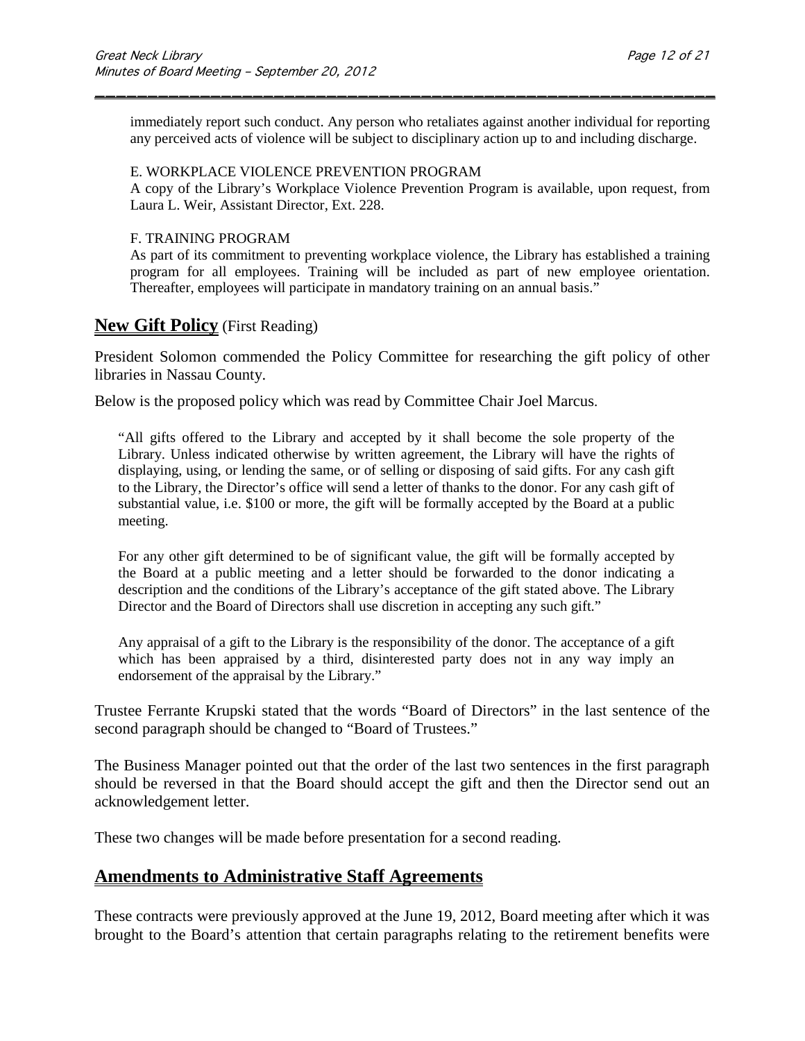immediately report such conduct. Any person who retaliates against another individual for reporting any perceived acts of violence will be subject to disciplinary action up to and including discharge.

E. WORKPLACE VIOLENCE PREVENTION PROGRAM
A copy of the Library's Workplace Violence Prevention Program is available, upon request, from Laura L. Weir, Assistant Director, Ext. 228.

F. TRAINING PROGRAM
As part of its commitment to preventing workplace violence, the Library has established a training program for all employees. Training will be included as part of new employee orientation. Thereafter, employees will participate in mandatory training on an annual basis."

## **New Gift Policy** (First Reading)

President Solomon commended the Policy Committee for researching the gift policy of other libraries in Nassau County.

Below is the proposed policy which was read by Committee Chair Joel Marcus.

> "All gifts offered to the Library and accepted by it shall become the sole property of the Library. Unless indicated otherwise by written agreement, the Library will have the rights of displaying, using, or lending the same, or of selling or disposing of said gifts. For any cash gift to the Library, the Director's office will send a letter of thanks to the donor. For any cash gift of substantial value, i.e. $100 or more, the gift will be formally accepted by the Board at a public meeting.
>
> For any other gift determined to be of significant value, the gift will be formally accepted by the Board at a public meeting and a letter should be forwarded to the donor indicating a description and the conditions of the Library's acceptance of the gift stated above. The Library Director and the Board of Directors shall use discretion in accepting any such gift."
>
> Any appraisal of a gift to the Library is the responsibility of the donor. The acceptance of a gift which has been appraised by a third, disinterested party does not in any way imply an endorsement of the appraisal by the Library."

Trustee Ferrante Krupski stated that the words "Board of Directors" in the last sentence of the second paragraph should be changed to "Board of Trustees."

The Business Manager pointed out that the order of the last two sentences in the first paragraph should be reversed in that the Board should accept the gift and then the Director send out an acknowledgement letter.

These two changes will be made before presentation for a second reading.

## **Amendments to Administrative Staff Agreements**

These contracts were previously approved at the June 19, 2012, Board meeting after which it was brought to the Board's attention that certain paragraphs relating to the retirement benefits were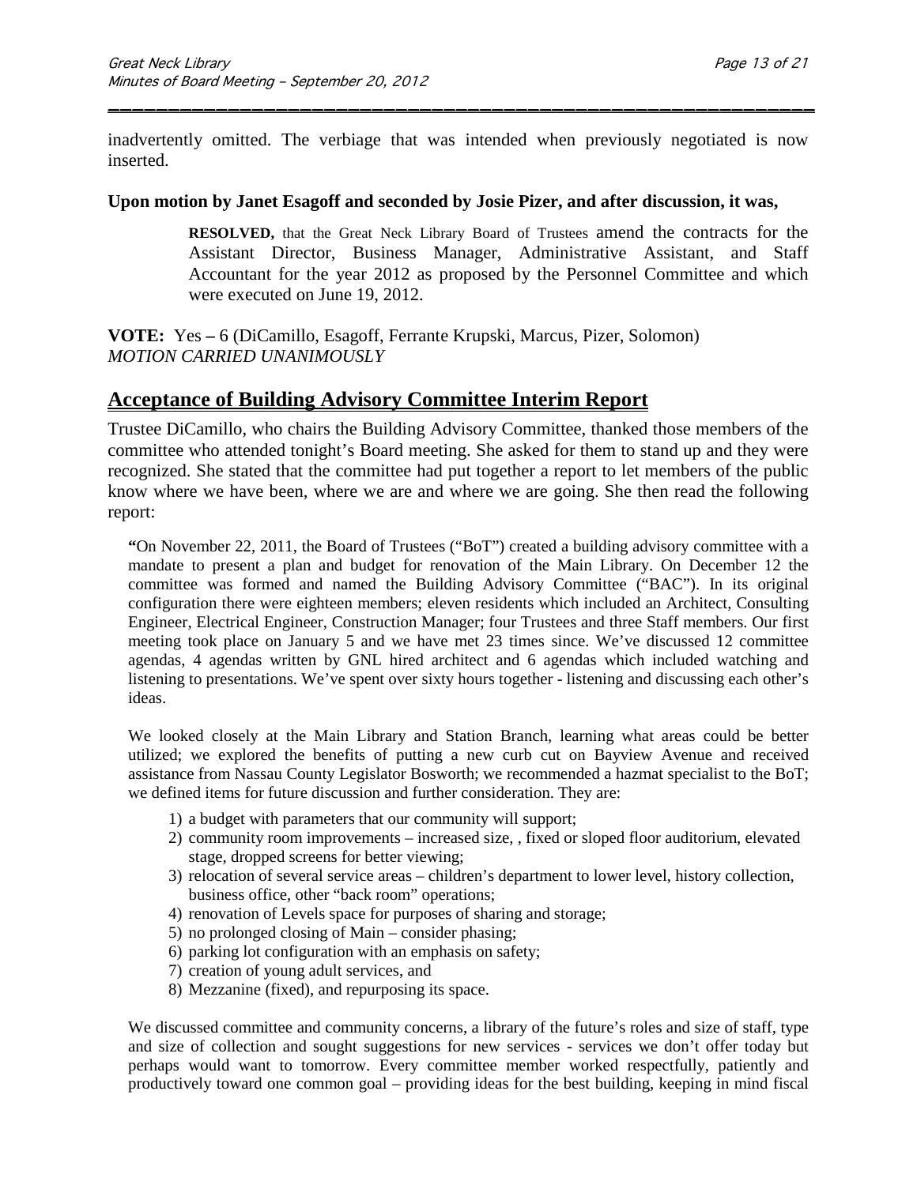inadvertently omitted. The verbiage that was intended when previously negotiated is now inserted.

**Upon motion by Janet Esagoff and seconded by Josie Pizer, and after discussion, it was,**

> **RESOLVED,** that the Great Neck Library Board of Trustees amend the contracts for the Assistant Director, Business Manager, Administrative Assistant, and Staff Accountant for the year 2012 as proposed by the Personnel Committee and which were executed on June 19, 2012.

**VOTE:** Yes – 6 (DiCamillo, Esagoff, Ferrante Krupski, Marcus, Pizer, Solomon)
*MOTION CARRIED UNANIMOUSLY*

## Acceptance of Building Advisory Committee Interim Report

Trustee DiCamillo, who chairs the Building Advisory Committee, thanked those members of the committee who attended tonight's Board meeting. She asked for them to stand up and they were recognized. She stated that the committee had put together a report to let members of the public know where we have been, where we are and where we are going. She then read the following report:

"On November 22, 2011, the Board of Trustees ("BoT") created a building advisory committee with a mandate to present a plan and budget for renovation of the Main Library. On December 12 the committee was formed and named the Building Advisory Committee ("BAC"). In its original configuration there were eighteen members; eleven residents which included an Architect, Consulting Engineer, Electrical Engineer, Construction Manager; four Trustees and three Staff members. Our first meeting took place on January 5 and we have met 23 times since. We've discussed 12 committee agendas, 4 agendas written by GNL hired architect and 6 agendas which included watching and listening to presentations. We've spent over sixty hours together - listening and discussing each other's ideas.

We looked closely at the Main Library and Station Branch, learning what areas could be better utilized; we explored the benefits of putting a new curb cut on Bayview Avenue and received assistance from Nassau County Legislator Bosworth; we recommended a hazmat specialist to the BoT; we defined items for future discussion and further consideration. They are:

1) a budget with parameters that our community will support;
2) community room improvements – increased size, , fixed or sloped floor auditorium, elevated stage, dropped screens for better viewing;
3) relocation of several service areas – children's department to lower level, history collection, business office, other "back room" operations;
4) renovation of Levels space for purposes of sharing and storage;
5) no prolonged closing of Main – consider phasing;
6) parking lot configuration with an emphasis on safety;
7) creation of young adult services, and
8) Mezzanine (fixed), and repurposing its space.

We discussed committee and community concerns, a library of the future's roles and size of staff, type and size of collection and sought suggestions for new services - services we don't offer today but perhaps would want to tomorrow. Every committee member worked respectfully, patiently and productively toward one common goal – providing ideas for the best building, keeping in mind fiscal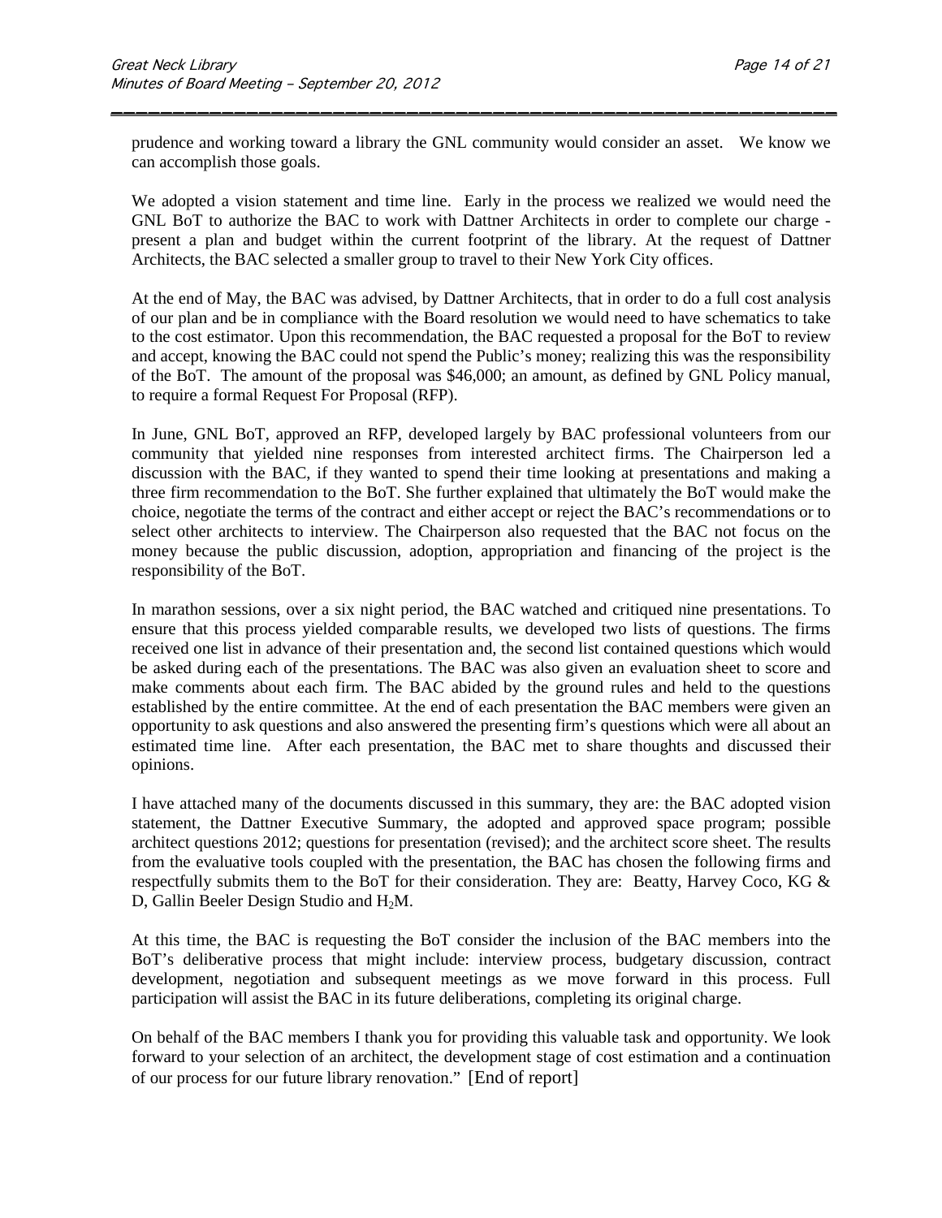prudence and working toward a library the GNL community would consider an asset. We know we can accomplish those goals.

We adopted a vision statement and time line. Early in the process we realized we would need the GNL BoT to authorize the BAC to work with Dattner Architects in order to complete our charge - present a plan and budget within the current footprint of the library. At the request of Dattner Architects, the BAC selected a smaller group to travel to their New York City offices.

At the end of May, the BAC was advised, by Dattner Architects, that in order to do a full cost analysis of our plan and be in compliance with the Board resolution we would need to have schematics to take to the cost estimator. Upon this recommendation, the BAC requested a proposal for the BoT to review and accept, knowing the BAC could not spend the Public's money; realizing this was the responsibility of the BoT. The amount of the proposal was $46,000; an amount, as defined by GNL Policy manual, to require a formal Request For Proposal (RFP).

In June, GNL BoT, approved an RFP, developed largely by BAC professional volunteers from our community that yielded nine responses from interested architect firms. The Chairperson led a discussion with the BAC, if they wanted to spend their time looking at presentations and making a three firm recommendation to the BoT. She further explained that ultimately the BoT would make the choice, negotiate the terms of the contract and either accept or reject the BAC's recommendations or to select other architects to interview. The Chairperson also requested that the BAC not focus on the money because the public discussion, adoption, appropriation and financing of the project is the responsibility of the BoT.

In marathon sessions, over a six night period, the BAC watched and critiqued nine presentations. To ensure that this process yielded comparable results, we developed two lists of questions. The firms received one list in advance of their presentation and, the second list contained questions which would be asked during each of the presentations. The BAC was also given an evaluation sheet to score and make comments about each firm. The BAC abided by the ground rules and held to the questions established by the entire committee. At the end of each presentation the BAC members were given an opportunity to ask questions and also answered the presenting firm's questions which were all about an estimated time line. After each presentation, the BAC met to share thoughts and discussed their opinions.

I have attached many of the documents discussed in this summary, they are: the BAC adopted vision statement, the Dattner Executive Summary, the adopted and approved space program; possible architect questions 2012; questions for presentation (revised); and the architect score sheet. The results from the evaluative tools coupled with the presentation, the BAC has chosen the following firms and respectfully submits them to the BoT for their consideration. They are: Beatty, Harvey Coco, KG & D, Gallin Beeler Design Studio and $H_2M$.

At this time, the BAC is requesting the BoT consider the inclusion of the BAC members into the BoT's deliberative process that might include: interview process, budgetary discussion, contract development, negotiation and subsequent meetings as we move forward in this process. Full participation will assist the BAC in its future deliberations, completing its original charge.

On behalf of the BAC members I thank you for providing this valuable task and opportunity. We look forward to your selection of an architect, the development stage of cost estimation and a continuation of our process for our future library renovation." [End of report]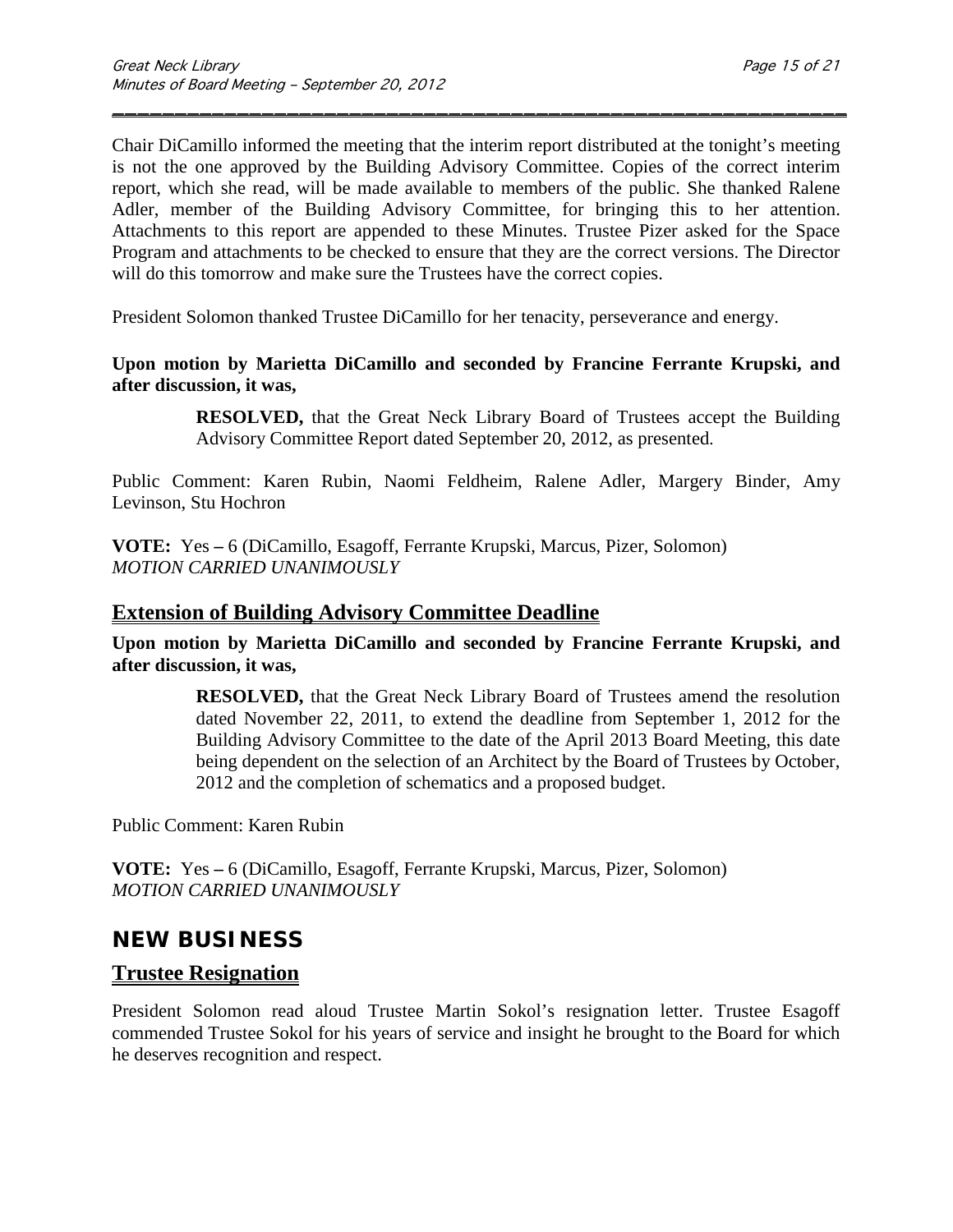Chair DiCamillo informed the meeting that the interim report distributed at the tonight's meeting is not the one approved by the Building Advisory Committee. Copies of the correct interim report, which she read, will be made available to members of the public. She thanked Ralene Adler, member of the Building Advisory Committee, for bringing this to her attention. Attachments to this report are appended to these Minutes. Trustee Pizer asked for the Space Program and attachments to be checked to ensure that they are the correct versions. The Director will do this tomorrow and make sure the Trustees have the correct copies.

President Solomon thanked Trustee DiCamillo for her tenacity, perseverance and energy.

**Upon motion by Marietta DiCamillo and seconded by Francine Ferrante Krupski, and after discussion, it was,**

> **RESOLVED,** that the Great Neck Library Board of Trustees accept the Building Advisory Committee Report dated September 20, 2012, as presented.

Public Comment: Karen Rubin, Naomi Feldheim, Ralene Adler, Margery Binder, Amy Levinson, Stu Hochron

**VOTE:** Yes **–** 6 (DiCamillo, Esagoff, Ferrante Krupski, Marcus, Pizer, Solomon)
*MOTION CARRIED UNANIMOUSLY*

## Extension of Building Advisory Committee Deadline

**Upon motion by Marietta DiCamillo and seconded by Francine Ferrante Krupski, and after discussion, it was,**

> **RESOLVED,** that the Great Neck Library Board of Trustees amend the resolution dated November 22, 2011, to extend the deadline from September 1, 2012 for the Building Advisory Committee to the date of the April 2013 Board Meeting, this date being dependent on the selection of an Architect by the Board of Trustees by October, 2012 and the completion of schematics and a proposed budget.

Public Comment: Karen Rubin

**VOTE:** Yes **–** 6 (DiCamillo, Esagoff, Ferrante Krupski, Marcus, Pizer, Solomon)
*MOTION CARRIED UNANIMOUSLY*

# NEW BUSINESS

## Trustee Resignation

President Solomon read aloud Trustee Martin Sokol's resignation letter. Trustee Esagoff commended Trustee Sokol for his years of service and insight he brought to the Board for which he deserves recognition and respect.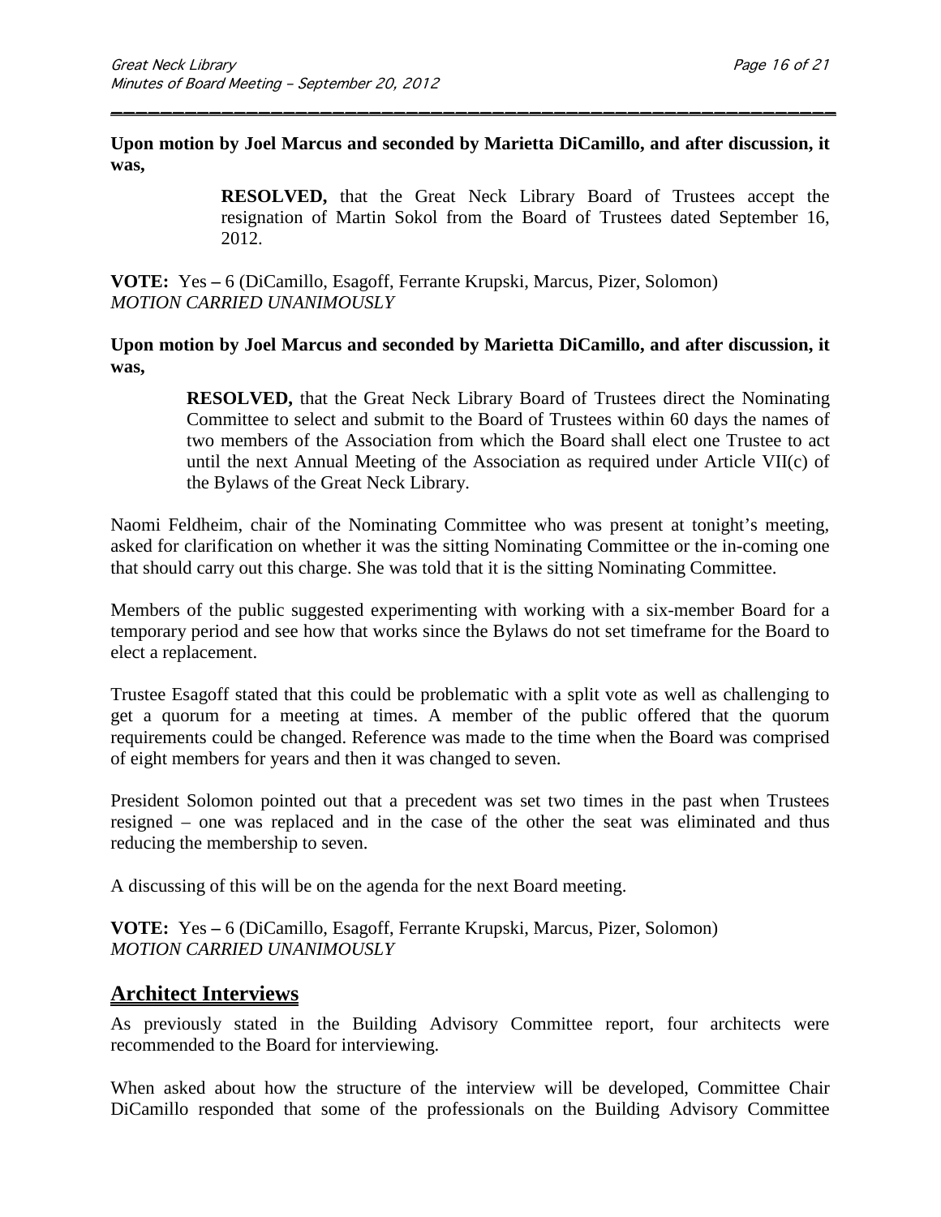**Upon motion by Joel Marcus and seconded by Marietta DiCamillo, and after discussion, it was,**

> **RESOLVED,** that the Great Neck Library Board of Trustees accept the resignation of Martin Sokol from the Board of Trustees dated September 16, 2012.

**VOTE:** Yes **–** 6 (DiCamillo, Esagoff, Ferrante Krupski, Marcus, Pizer, Solomon)
*MOTION CARRIED UNANIMOUSLY*

**Upon motion by Joel Marcus and seconded by Marietta DiCamillo, and after discussion, it was,**

> **RESOLVED,** that the Great Neck Library Board of Trustees direct the Nominating Committee to select and submit to the Board of Trustees within 60 days the names of two members of the Association from which the Board shall elect one Trustee to act until the next Annual Meeting of the Association as required under Article VII(c) of the Bylaws of the Great Neck Library.

Naomi Feldheim, chair of the Nominating Committee who was present at tonight's meeting, asked for clarification on whether it was the sitting Nominating Committee or the in-coming one that should carry out this charge. She was told that it is the sitting Nominating Committee.

Members of the public suggested experimenting with working with a six-member Board for a temporary period and see how that works since the Bylaws do not set timeframe for the Board to elect a replacement.

Trustee Esagoff stated that this could be problematic with a split vote as well as challenging to get a quorum for a meeting at times. A member of the public offered that the quorum requirements could be changed. Reference was made to the time when the Board was comprised of eight members for years and then it was changed to seven.

President Solomon pointed out that a precedent was set two times in the past when Trustees resigned – one was replaced and in the case of the other the seat was eliminated and thus reducing the membership to seven.

A discussing of this will be on the agenda for the next Board meeting.

**VOTE:** Yes **–** 6 (DiCamillo, Esagoff, Ferrante Krupski, Marcus, Pizer, Solomon)
*MOTION CARRIED UNANIMOUSLY*

## Architect Interviews

As previously stated in the Building Advisory Committee report, four architects were recommended to the Board for interviewing.

When asked about how the structure of the interview will be developed, Committee Chair DiCamillo responded that some of the professionals on the Building Advisory Committee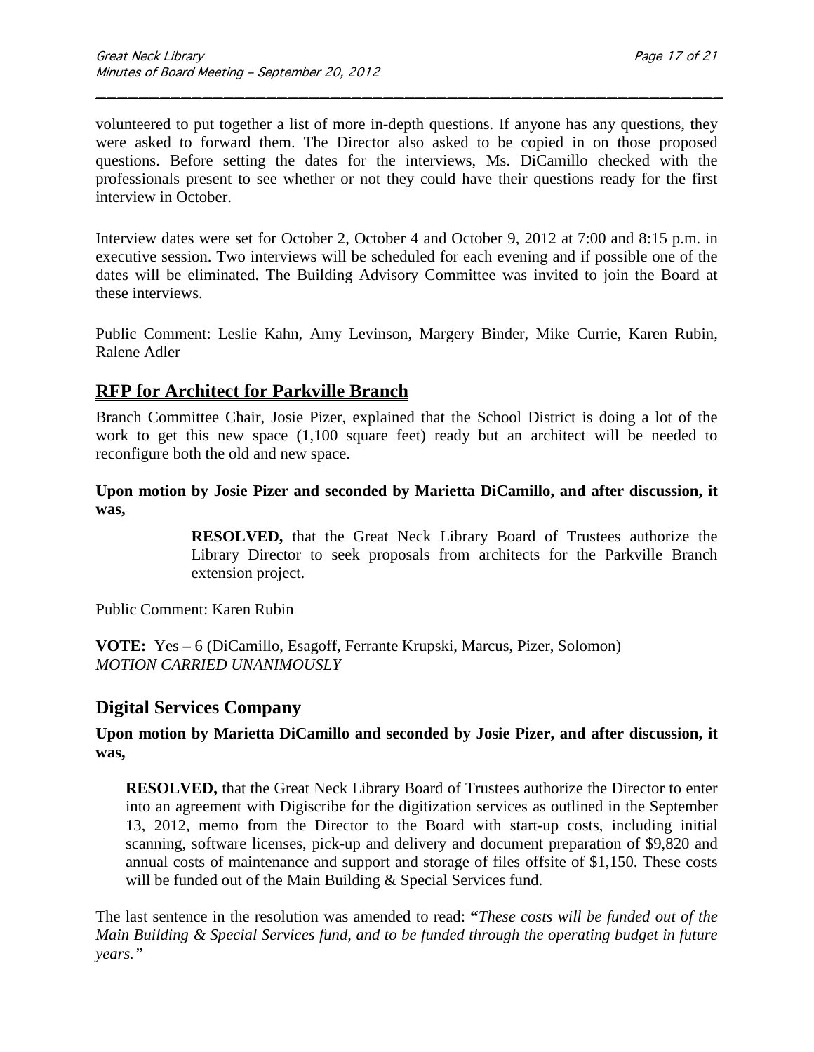volunteered to put together a list of more in-depth questions. If anyone has any questions, they were asked to forward them. The Director also asked to be copied in on those proposed questions. Before setting the dates for the interviews, Ms. DiCamillo checked with the professionals present to see whether or not they could have their questions ready for the first interview in October.

Interview dates were set for October 2, October 4 and October 9, 2012 at 7:00 and 8:15 p.m. in executive session. Two interviews will be scheduled for each evening and if possible one of the dates will be eliminated. The Building Advisory Committee was invited to join the Board at these interviews.

Public Comment: Leslie Kahn, Amy Levinson, Margery Binder, Mike Currie, Karen Rubin, Ralene Adler

## RFP for Architect for Parkville Branch

Branch Committee Chair, Josie Pizer, explained that the School District is doing a lot of the work to get this new space (1,100 square feet) ready but an architect will be needed to reconfigure both the old and new space.

**Upon motion by Josie Pizer and seconded by Marietta DiCamillo, and after discussion, it was,**

> **RESOLVED,** that the Great Neck Library Board of Trustees authorize the Library Director to seek proposals from architects for the Parkville Branch extension project.

Public Comment: Karen Rubin

**VOTE:** Yes – 6 (DiCamillo, Esagoff, Ferrante Krupski, Marcus, Pizer, Solomon)
*MOTION CARRIED UNANIMOUSLY*

## Digital Services Company

**Upon motion by Marietta DiCamillo and seconded by Josie Pizer, and after discussion, it was,**

> **RESOLVED,** that the Great Neck Library Board of Trustees authorize the Director to enter into an agreement with Digiscribe for the digitization services as outlined in the September 13, 2012, memo from the Director to the Board with start-up costs, including initial scanning, software licenses, pick-up and delivery and document preparation of $9,820 and annual costs of maintenance and support and storage of files offsite of $1,150. These costs will be funded out of the Main Building & Special Services fund.

The last sentence in the resolution was amended to read: **"***These costs will be funded out of the Main Building & Special Services fund, and to be funded through the operating budget in future years."*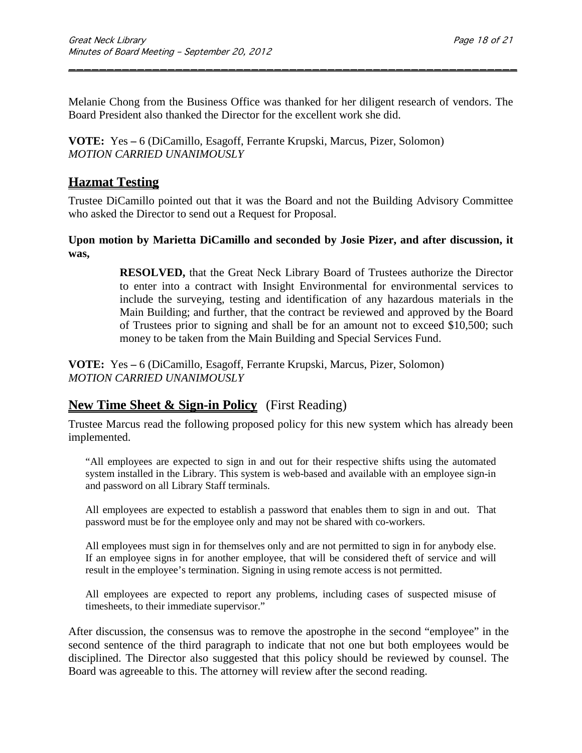Melanie Chong from the Business Office was thanked for her diligent research of vendors. The Board President also thanked the Director for the excellent work she did.

**VOTE:** Yes **–** 6 (DiCamillo, Esagoff, Ferrante Krupski, Marcus, Pizer, Solomon)
*MOTION CARRIED UNANIMOUSLY*

## Hazmat Testing

Trustee DiCamillo pointed out that it was the Board and not the Building Advisory Committee who asked the Director to send out a Request for Proposal.

**Upon motion by Marietta DiCamillo and seconded by Josie Pizer, and after discussion, it was,**

> **RESOLVED,** that the Great Neck Library Board of Trustees authorize the Director to enter into a contract with Insight Environmental for environmental services to include the surveying, testing and identification of any hazardous materials in the Main Building; and further, that the contract be reviewed and approved by the Board of Trustees prior to signing and shall be for an amount not to exceed $10,500; such money to be taken from the Main Building and Special Services Fund.

**VOTE:** Yes **–** 6 (DiCamillo, Esagoff, Ferrante Krupski, Marcus, Pizer, Solomon)
*MOTION CARRIED UNANIMOUSLY*

## New Time Sheet & Sign-in Policy (First Reading)

Trustee Marcus read the following proposed policy for this new system which has already been implemented.

> "All employees are expected to sign in and out for their respective shifts using the automated system installed in the Library. This system is web-based and available with an employee sign-in and password on all Library Staff terminals.
>
> All employees are expected to establish a password that enables them to sign in and out. That password must be for the employee only and may not be shared with co-workers.
>
> All employees must sign in for themselves only and are not permitted to sign in for anybody else. If an employee signs in for another employee, that will be considered theft of service and will result in the employee's termination. Signing in using remote access is not permitted.
>
> All employees are expected to report any problems, including cases of suspected misuse of timesheets, to their immediate supervisor."

After discussion, the consensus was to remove the apostrophe in the second "employee" in the second sentence of the third paragraph to indicate that not one but both employees would be disciplined. The Director also suggested that this policy should be reviewed by counsel. The Board was agreeable to this. The attorney will review after the second reading.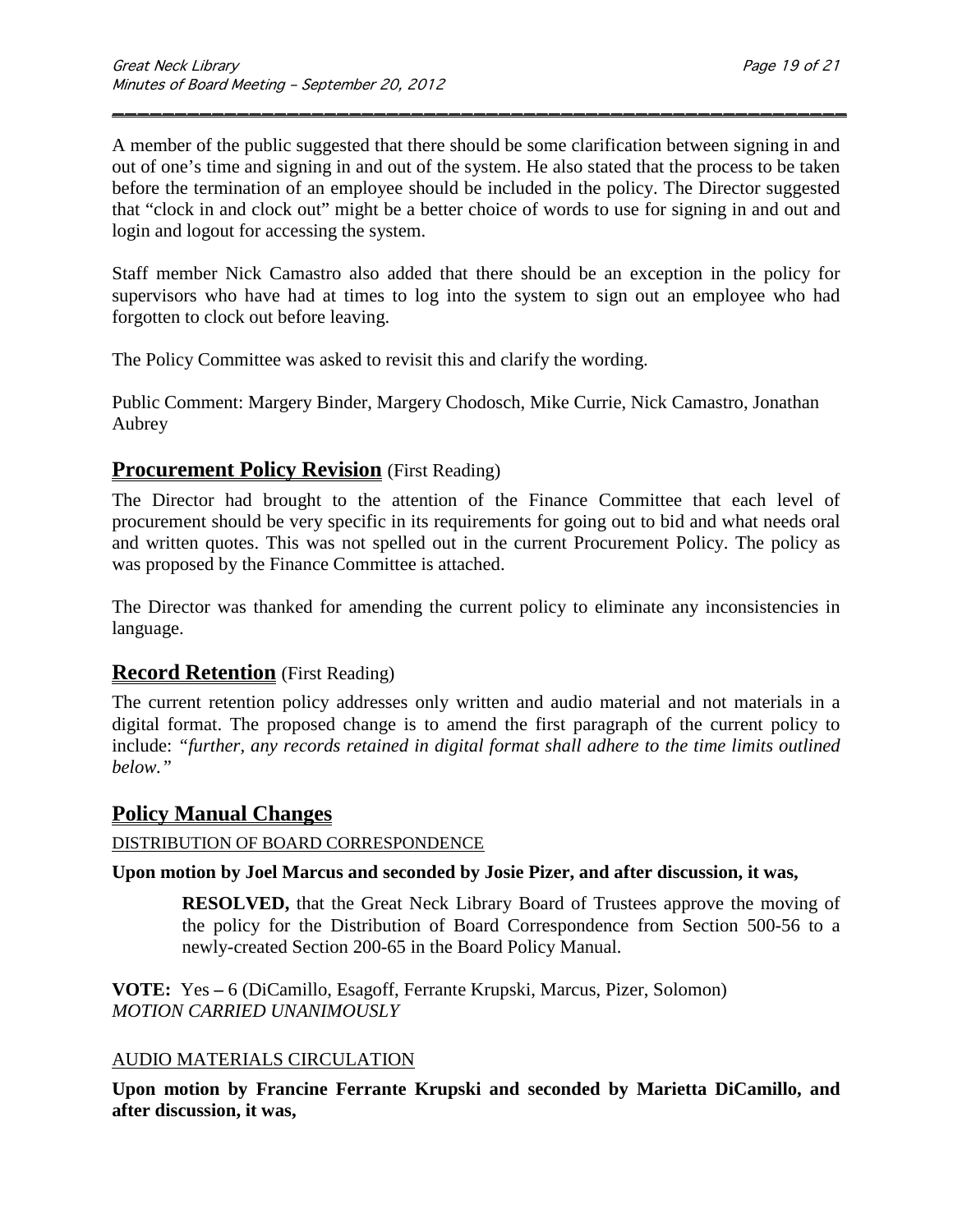A member of the public suggested that there should be some clarification between signing in and out of one's time and signing in and out of the system. He also stated that the process to be taken before the termination of an employee should be included in the policy. The Director suggested that "clock in and clock out" might be a better choice of words to use for signing in and out and login and logout for accessing the system.

Staff member Nick Camastro also added that there should be an exception in the policy for supervisors who have had at times to log into the system to sign out an employee who had forgotten to clock out before leaving.

The Policy Committee was asked to revisit this and clarify the wording.

Public Comment: Margery Binder, Margery Chodosch, Mike Currie, Nick Camastro, Jonathan Aubrey

## **Procurement Policy Revision** (First Reading)

The Director had brought to the attention of the Finance Committee that each level of procurement should be very specific in its requirements for going out to bid and what needs oral and written quotes. This was not spelled out in the current Procurement Policy. The policy as was proposed by the Finance Committee is attached.

The Director was thanked for amending the current policy to eliminate any inconsistencies in language.

## **Record Retention** (First Reading)

The current retention policy addresses only written and audio material and not materials in a digital format. The proposed change is to amend the first paragraph of the current policy to include: *"further, any records retained in digital format shall adhere to the time limits outlined below."*

## **Policy Manual Changes**

DISTRIBUTION OF BOARD CORRESPONDENCE

**Upon motion by Joel Marcus and seconded by Josie Pizer, and after discussion, it was,**

> **RESOLVED,** that the Great Neck Library Board of Trustees approve the moving of the policy for the Distribution of Board Correspondence from Section 500-56 to a newly-created Section 200-65 in the Board Policy Manual.

**VOTE:** Yes **–** 6 (DiCamillo, Esagoff, Ferrante Krupski, Marcus, Pizer, Solomon)
*MOTION CARRIED UNANIMOUSLY*

AUDIO MATERIALS CIRCULATION

**Upon motion by Francine Ferrante Krupski and seconded by Marietta DiCamillo, and after discussion, it was,**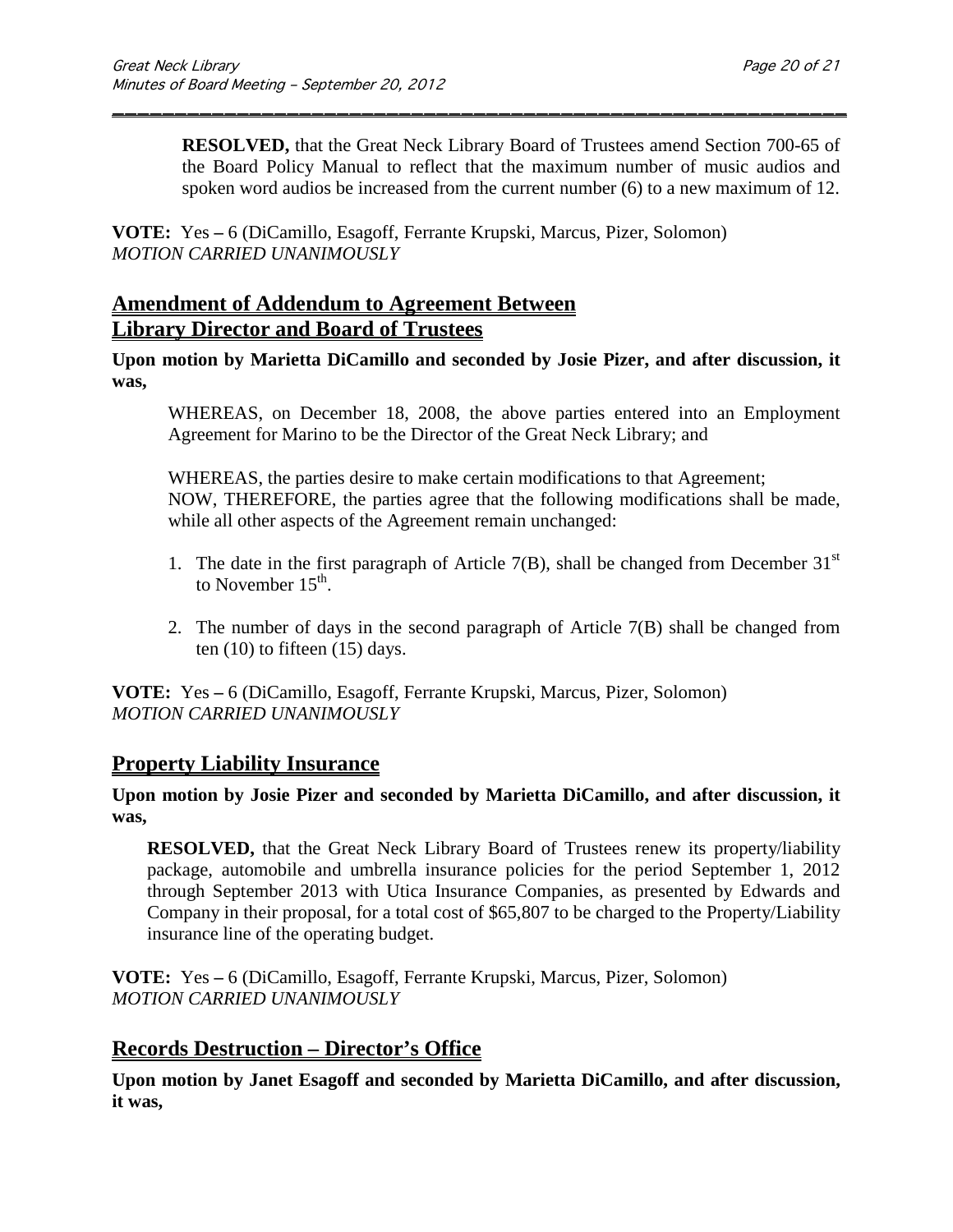**RESOLVED,** that the Great Neck Library Board of Trustees amend Section 700-65 of the Board Policy Manual to reflect that the maximum number of music audios and spoken word audios be increased from the current number (6) to a new maximum of 12.

**VOTE:** Yes – 6 (DiCamillo, Esagoff, Ferrante Krupski, Marcus, Pizer, Solomon)
*MOTION CARRIED UNANIMOUSLY*

## Amendment of Addendum to Agreement Between Library Director and Board of Trustees

**Upon motion by Marietta DiCamillo and seconded by Josie Pizer, and after discussion, it was,**

WHEREAS, on December 18, 2008, the above parties entered into an Employment Agreement for Marino to be the Director of the Great Neck Library; and

WHEREAS, the parties desire to make certain modifications to that Agreement;
NOW, THEREFORE, the parties agree that the following modifications shall be made, while all other aspects of the Agreement remain unchanged:

1. The date in the first paragraph of Article 7(B), shall be changed from December 31st to November 15th.
2. The number of days in the second paragraph of Article 7(B) shall be changed from ten (10) to fifteen (15) days.

**VOTE:** Yes – 6 (DiCamillo, Esagoff, Ferrante Krupski, Marcus, Pizer, Solomon)
*MOTION CARRIED UNANIMOUSLY*

## Property Liability Insurance

**Upon motion by Josie Pizer and seconded by Marietta DiCamillo, and after discussion, it was,**

**RESOLVED,** that the Great Neck Library Board of Trustees renew its property/liability package, automobile and umbrella insurance policies for the period September 1, 2012 through September 2013 with Utica Insurance Companies, as presented by Edwards and Company in their proposal, for a total cost of $65,807 to be charged to the Property/Liability insurance line of the operating budget.

**VOTE:** Yes – 6 (DiCamillo, Esagoff, Ferrante Krupski, Marcus, Pizer, Solomon)
*MOTION CARRIED UNANIMOUSLY*

## Records Destruction – Director's Office

**Upon motion by Janet Esagoff and seconded by Marietta DiCamillo, and after discussion, it was,**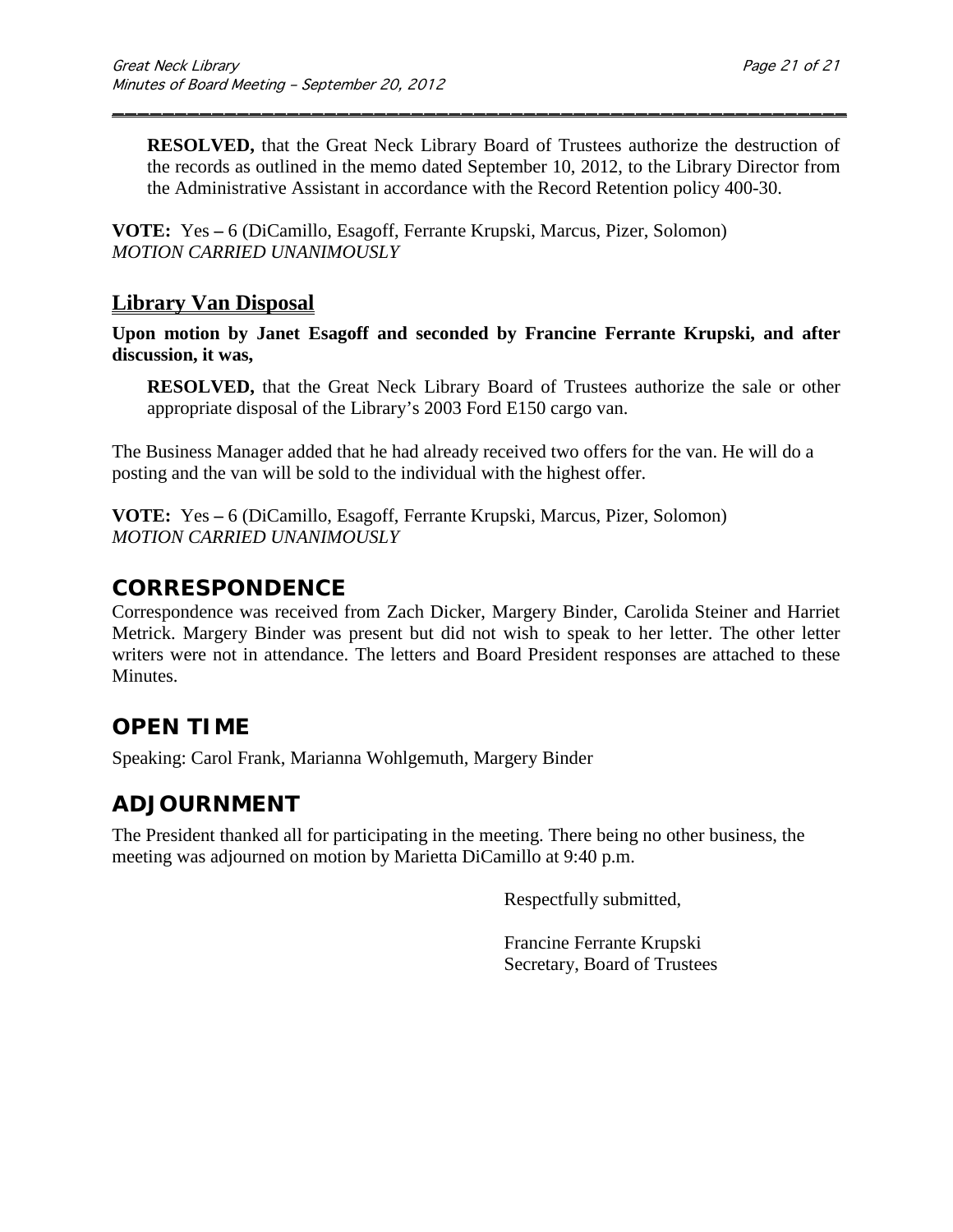**RESOLVED,** that the Great Neck Library Board of Trustees authorize the destruction of the records as outlined in the memo dated September 10, 2012, to the Library Director from the Administrative Assistant in accordance with the Record Retention policy 400-30.

**VOTE:** Yes – 6 (DiCamillo, Esagoff, Ferrante Krupski, Marcus, Pizer, Solomon)
*MOTION CARRIED UNANIMOUSLY*

## Library Van Disposal

**Upon motion by Janet Esagoff and seconded by Francine Ferrante Krupski, and after discussion, it was,**

**RESOLVED,** that the Great Neck Library Board of Trustees authorize the sale or other appropriate disposal of the Library's 2003 Ford E150 cargo van.

The Business Manager added that he had already received two offers for the van. He will do a posting and the van will be sold to the individual with the highest offer.

**VOTE:** Yes – 6 (DiCamillo, Esagoff, Ferrante Krupski, Marcus, Pizer, Solomon)
*MOTION CARRIED UNANIMOUSLY*

# CORRESPONDENCE

Correspondence was received from Zach Dicker, Margery Binder, Carolida Steiner and Harriet Metrick. Margery Binder was present but did not wish to speak to her letter. The other letter writers were not in attendance. The letters and Board President responses are attached to these Minutes.

# OPEN TIME

Speaking: Carol Frank, Marianna Wohlgemuth, Margery Binder

# ADJOURNMENT

The President thanked all for participating in the meeting. There being no other business, the meeting was adjourned on motion by Marietta DiCamillo at 9:40 p.m.

Respectfully submitted,

Francine Ferrante Krupski
Secretary, Board of Trustees